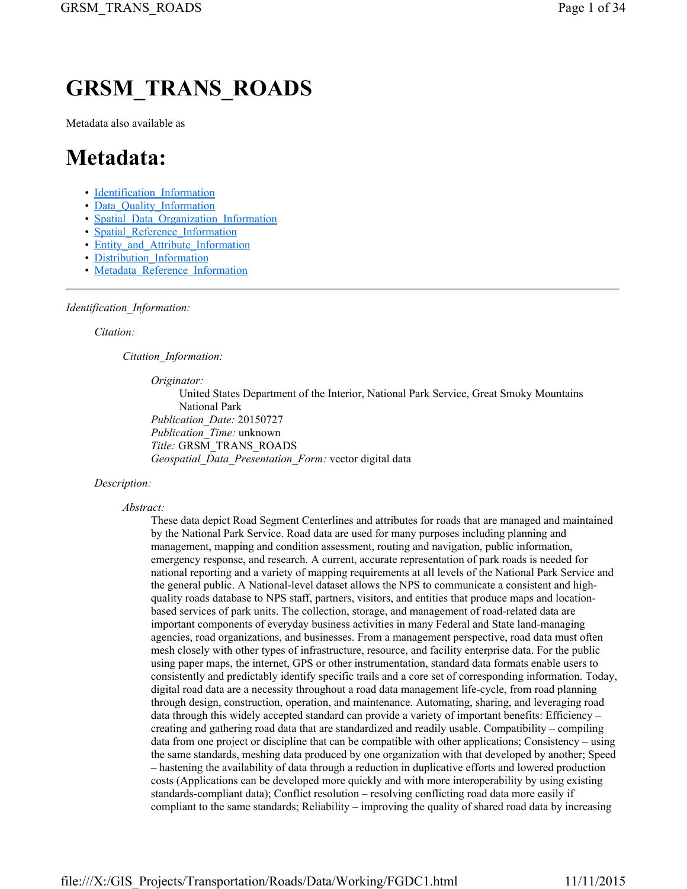# GRSM_TRANS_ROADS

Metadata also available as

# Metadata:

- Identification_Information
- Data_Quality_Information
- Spatial_Data_Organization_Information
- Spatial_Reference_Information
- Entity_and_Attribute_Information
- Distribution_Information
- Metadata_Reference_Information

---

*Identification_Information:*

*Citation:*

*Citation_Information:*

*Originator:*
United States Department of the Interior, National Park Service, Great Smoky Mountains National Park

*Publication_Date:* 20150727
*Publication_Time:* unknown
*Title:* GRSM_TRANS_ROADS
*Geospatial_Data_Presentation_Form:* vector digital data

*Description:*

*Abstract:*
These data depict Road Segment Centerlines and attributes for roads that are managed and maintained by the National Park Service. Road data are used for many purposes including planning and management, mapping and condition assessment, routing and navigation, public information, emergency response, and research. A current, accurate representation of park roads is needed for national reporting and a variety of mapping requirements at all levels of the National Park Service and the general public. A National-level dataset allows the NPS to communicate a consistent and high-quality roads database to NPS staff, partners, visitors, and entities that produce maps and location-based services of park units. The collection, storage, and management of road-related data are important components of everyday business activities in many Federal and State land-managing agencies, road organizations, and businesses. From a management perspective, road data must often mesh closely with other types of infrastructure, resource, and facility enterprise data. For the public using paper maps, the internet, GPS or other instrumentation, standard data formats enable users to consistently and predictably identify specific trails and a core set of corresponding information. Today, digital road data are a necessity throughout a road data management life-cycle, from road planning through design, construction, operation, and maintenance. Automating, sharing, and leveraging road data through this widely accepted standard can provide a variety of important benefits: Efficiency – creating and gathering road data that are standardized and readily usable. Compatibility – compiling data from one project or discipline that can be compatible with other applications; Consistency – using the same standards, meshing data produced by one organization with that developed by another; Speed – hastening the availability of data through a reduction in duplicative efforts and lowered production costs (Applications can be developed more quickly and with more interoperability by using existing standards-compliant data); Conflict resolution – resolving conflicting road data more easily if compliant to the same standards; Reliability – improving the quality of shared road data by increasing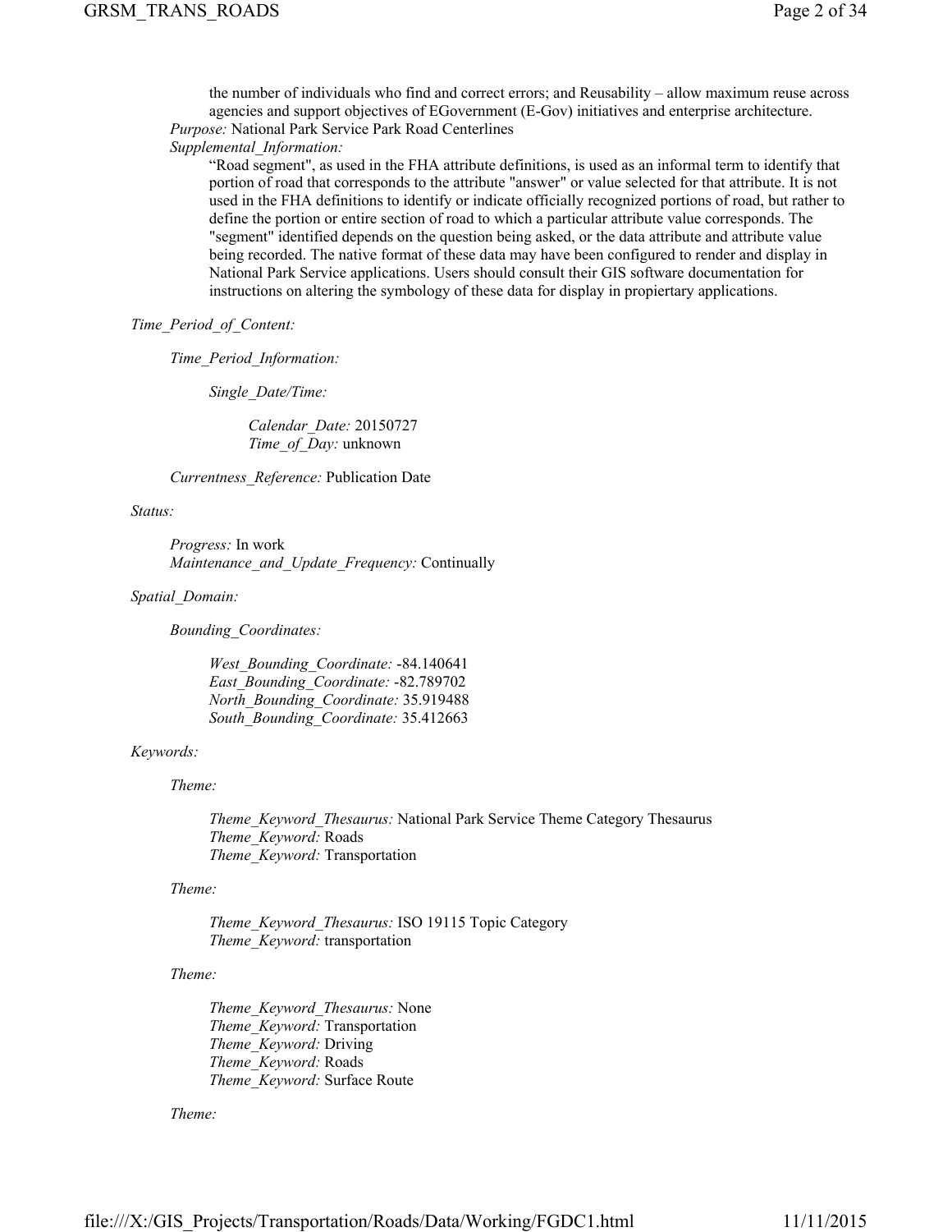the number of individuals who find and correct errors; and Reusability – allow maximum reuse across agencies and support objectives of EGovernment (E-Gov) initiatives and enterprise architecture.

*Purpose:* National Park Service Park Road Centerlines

*Supplemental_Information:*

"Road segment", as used in the FHA attribute definitions, is used as an informal term to identify that portion of road that corresponds to the attribute "answer" or value selected for that attribute. It is not used in the FHA definitions to identify or indicate officially recognized portions of road, but rather to define the portion or entire section of road to which a particular attribute value corresponds. The "segment" identified depends on the question being asked, or the data attribute and attribute value being recorded. The native format of these data may have been configured to render and display in National Park Service applications. Users should consult their GIS software documentation for instructions on altering the symbology of these data for display in propiertary applications.

*Time_Period_of_Content:*

*Time_Period_Information:*

*Single_Date/Time:*

*Calendar_Date:* 20150727
*Time_of_Day:* unknown

*Currentness_Reference:* Publication Date

*Status:*

*Progress:* In work
*Maintenance_and_Update_Frequency:* Continually

*Spatial_Domain:*

*Bounding_Coordinates:*

*West_Bounding_Coordinate:* -84.140641
*East_Bounding_Coordinate:* -82.789702
*North_Bounding_Coordinate:* 35.919488
*South_Bounding_Coordinate:* 35.412663

*Keywords:*

*Theme:*

*Theme_Keyword_Thesaurus:* National Park Service Theme Category Thesaurus
*Theme_Keyword:* Roads
*Theme_Keyword:* Transportation

*Theme:*

*Theme_Keyword_Thesaurus:* ISO 19115 Topic Category
*Theme_Keyword:* transportation

*Theme:*

*Theme_Keyword_Thesaurus:* None
*Theme_Keyword:* Transportation
*Theme_Keyword:* Driving
*Theme_Keyword:* Roads
*Theme_Keyword:* Surface Route

*Theme:*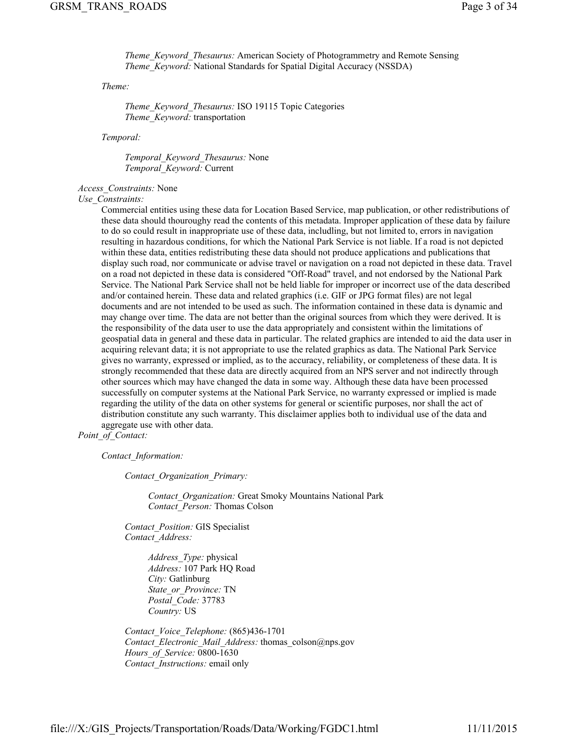*Theme_Keyword_Thesaurus:* American Society of Photogrammetry and Remote Sensing
*Theme_Keyword:* National Standards for Spatial Digital Accuracy (NSSDA)

*Theme:*

*Theme_Keyword_Thesaurus:* ISO 19115 Topic Categories
*Theme_Keyword:* transportation

*Temporal:*

*Temporal_Keyword_Thesaurus:* None
*Temporal_Keyword:* Current

*Access_Constraints:* None
*Use_Constraints:*

Commercial entities using these data for Location Based Service, map publication, or other redistributions of these data should thouroughy read the contents of this metadata. Improper application of these data by failure to do so could result in inappropriate use of these data, includling, but not limited to, errors in navigation resulting in hazardous conditions, for which the National Park Service is not liable. If a road is not depicted within these data, entities redistributing these data should not produce applications and publications that display such road, nor communicate or advise travel or navigation on a road not depicted in these data. Travel on a road not depicted in these data is considered "Off-Road" travel, and not endorsed by the National Park Service. The National Park Service shall not be held liable for improper or incorrect use of the data described and/or contained herein. These data and related graphics (i.e. GIF or JPG format files) are not legal documents and are not intended to be used as such. The information contained in these data is dynamic and may change over time. The data are not better than the original sources from which they were derived. It is the responsibility of the data user to use the data appropriately and consistent within the limitations of geospatial data in general and these data in particular. The related graphics are intended to aid the data user in acquiring relevant data; it is not appropriate to use the related graphics as data. The National Park Service gives no warranty, expressed or implied, as to the accuracy, reliability, or completeness of these data. It is strongly recommended that these data are directly acquired from an NPS server and not indirectly through other sources which may have changed the data in some way. Although these data have been processed successfully on computer systems at the National Park Service, no warranty expressed or implied is made regarding the utility of the data on other systems for general or scientific purposes, nor shall the act of distribution constitute any such warranty. This disclaimer applies both to individual use of the data and aggregate use with other data.

*Point_of_Contact:*

*Contact_Information:*

*Contact_Organization_Primary:*

*Contact_Organization:* Great Smoky Mountains National Park
*Contact_Person:* Thomas Colson

*Contact_Position:* GIS Specialist
*Contact_Address:*

*Address_Type:* physical
*Address:* 107 Park HQ Road
*City:* Gatlinburg
*State_or_Province:* TN
*Postal_Code:* 37783
*Country:* US

*Contact_Voice_Telephone:* (865)436-1701
*Contact_Electronic_Mail_Address:* thomas_colson@nps.gov
*Hours_of_Service:* 0800-1630
*Contact_Instructions:* email only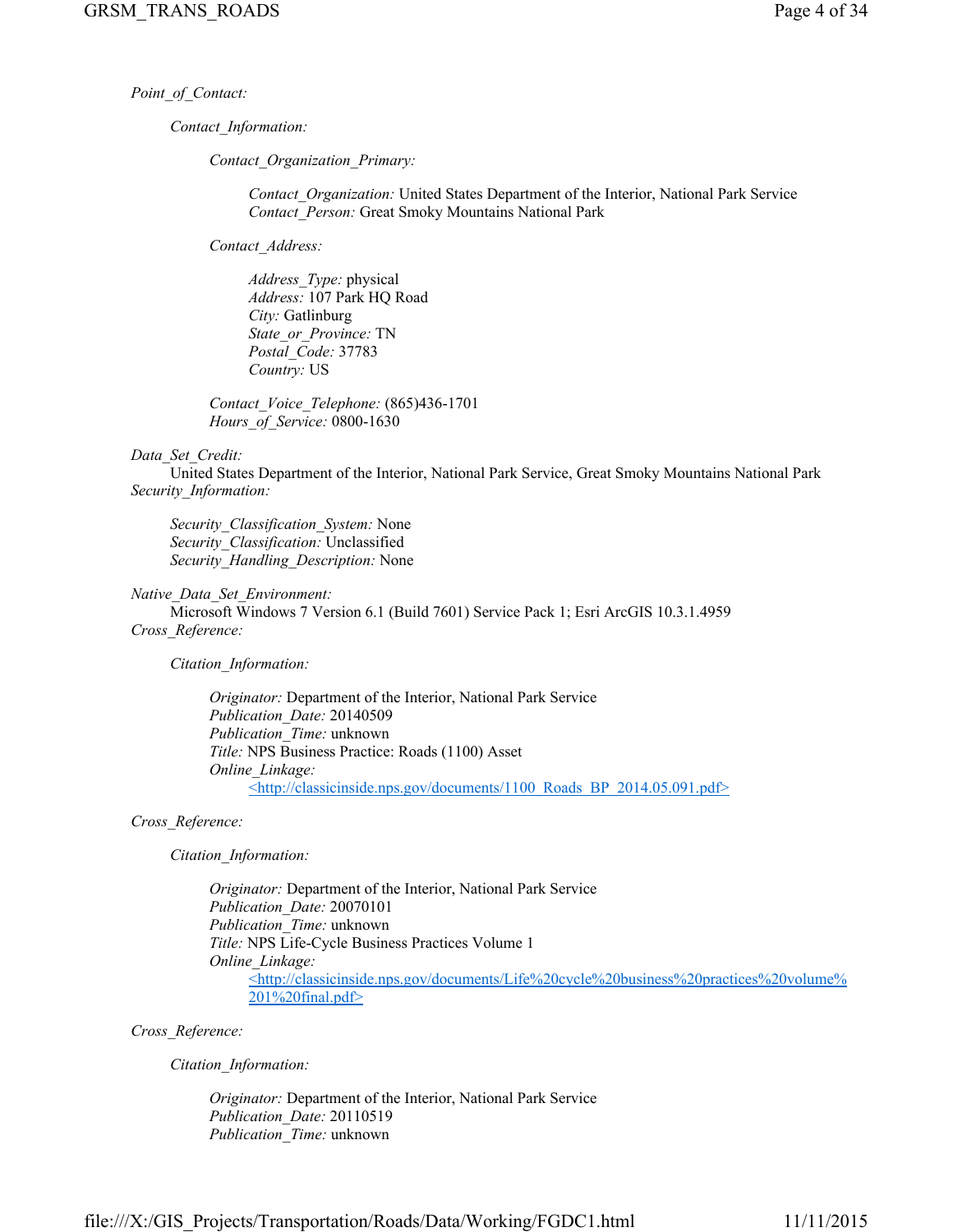*Point_of_Contact:*

> *Contact_Information:*
>
> > *Contact_Organization_Primary:*
> >
> > > *Contact_Organization:* United States Department of the Interior, National Park Service
> > > *Contact_Person:* Great Smoky Mountains National Park
> >
> > *Contact_Address:*
> >
> > > *Address_Type:* physical
> > > *Address:* 107 Park HQ Road
> > > *City:* Gatlinburg
> > > *State_or_Province:* TN
> > > *Postal_Code:* 37783
> > > *Country:* US
> >
> > *Contact_Voice_Telephone:* (865)436-1701
> > *Hours_of_Service:* 0800-1630

*Data_Set_Credit:*
United States Department of the Interior, National Park Service, Great Smoky Mountains National Park

*Security_Information:*

> *Security_Classification_System:* None
> *Security_Classification:* Unclassified
> *Security_Handling_Description:* None

*Native_Data_Set_Environment:*
Microsoft Windows 7 Version 6.1 (Build 7601) Service Pack 1; Esri ArcGIS 10.3.1.4959

*Cross_Reference:*

> *Citation_Information:*
>
> > *Originator:* Department of the Interior, National Park Service
> > *Publication_Date:* 20140509
> > *Publication_Time:* unknown
> > *Title:* NPS Business Practice: Roads (1100) Asset
> > *Online_Linkage:*
> > <http://classicinside.nps.gov/documents/1100_Roads_BP_2014.05.091.pdf>

*Cross_Reference:*

> *Citation_Information:*
>
> > *Originator:* Department of the Interior, National Park Service
> > *Publication_Date:* 20070101
> > *Publication_Time:* unknown
> > *Title:* NPS Life-Cycle Business Practices Volume 1
> > *Online_Linkage:*
> > <http://classicinside.nps.gov/documents/Life%20cycle%20business%20practices%20volume%201%20final.pdf>

*Cross_Reference:*

> *Citation_Information:*
>
> > *Originator:* Department of the Interior, National Park Service
> > *Publication_Date:* 20110519
> > *Publication_Time:* unknown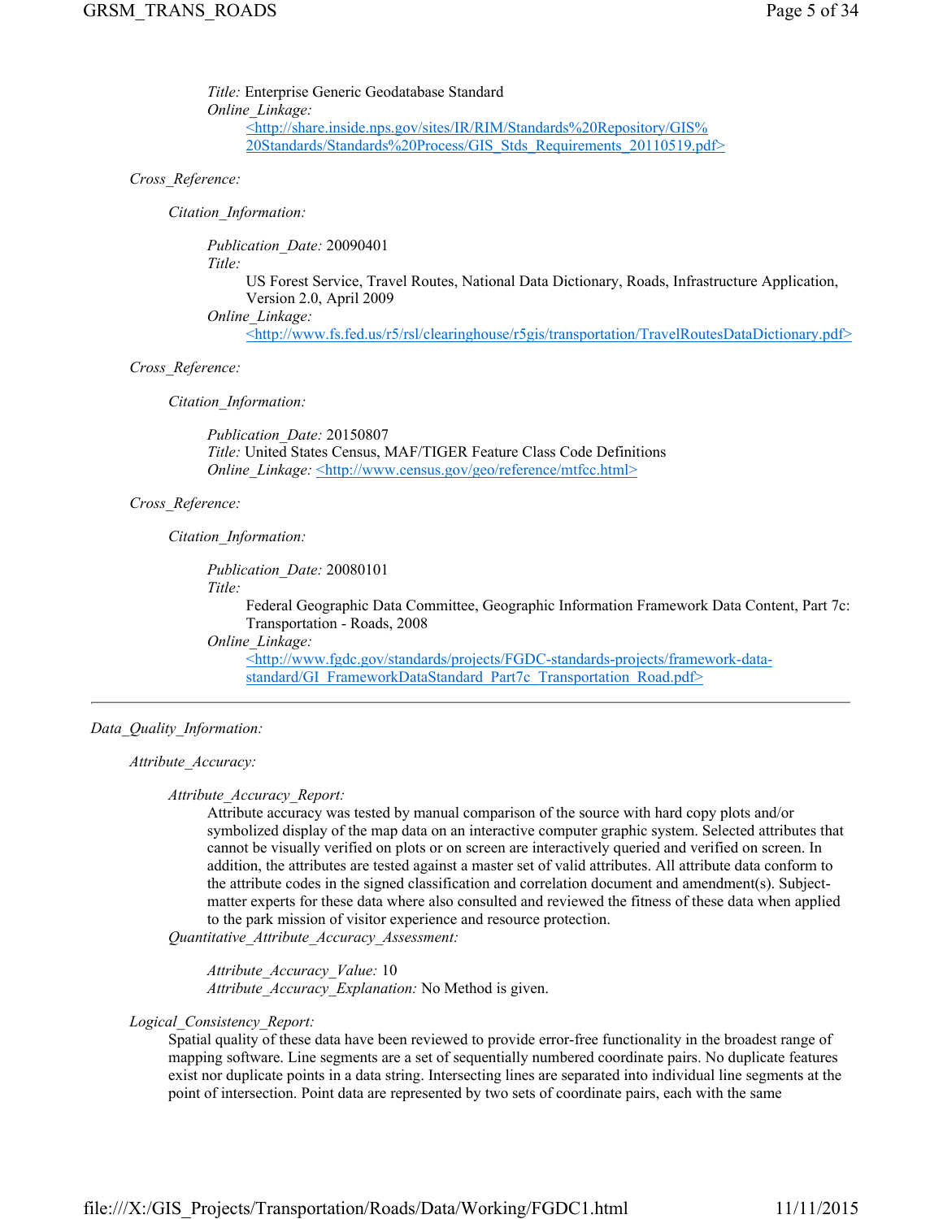*Title:* Enterprise Generic Geodatabase Standard
*Online_Linkage:*
<http://share.inside.nps.gov/sites/IR/RIM/Standards%20Repository/GIS%20Standards/Standards%20Process/GIS_Stds_Requirements_20110519.pdf>

*Cross_Reference:*

*Citation_Information:*

*Publication_Date:* 20090401
*Title:*
US Forest Service, Travel Routes, National Data Dictionary, Roads, Infrastructure Application, Version 2.0, April 2009
*Online_Linkage:*
<http://www.fs.fed.us/r5/rsl/clearinghouse/r5gis/transportation/TravelRoutesDataDictionary.pdf>

*Cross_Reference:*

*Citation_Information:*

*Publication_Date:* 20150807
*Title:* United States Census, MAF/TIGER Feature Class Code Definitions
*Online_Linkage:* <http://www.census.gov/geo/reference/mtfcc.html>

*Cross_Reference:*

*Citation_Information:*

*Publication_Date:* 20080101
*Title:*
Federal Geographic Data Committee, Geographic Information Framework Data Content, Part 7c: Transportation - Roads, 2008
*Online_Linkage:*
<http://www.fgdc.gov/standards/projects/FGDC-standards-projects/framework-data-standard/GI_FrameworkDataStandard_Part7c_Transportation_Road.pdf>

---

*Data_Quality_Information:*

*Attribute_Accuracy:*

*Attribute_Accuracy_Report:*
Attribute accuracy was tested by manual comparison of the source with hard copy plots and/or symbolized display of the map data on an interactive computer graphic system. Selected attributes that cannot be visually verified on plots or on screen are interactively queried and verified on screen. In addition, the attributes are tested against a master set of valid attributes. All attribute data conform to the attribute codes in the signed classification and correlation document and amendment(s). Subject-matter experts for these data where also consulted and reviewed the fitness of these data when applied to the park mission of visitor experience and resource protection.
*Quantitative_Attribute_Accuracy_Assessment:*

*Attribute_Accuracy_Value:* 10
*Attribute_Accuracy_Explanation:* No Method is given.

*Logical_Consistency_Report:*
Spatial quality of these data have been reviewed to provide error-free functionality in the broadest range of mapping software. Line segments are a set of sequentially numbered coordinate pairs. No duplicate features exist nor duplicate points in a data string. Intersecting lines are separated into individual line segments at the point of intersection. Point data are represented by two sets of coordinate pairs, each with the same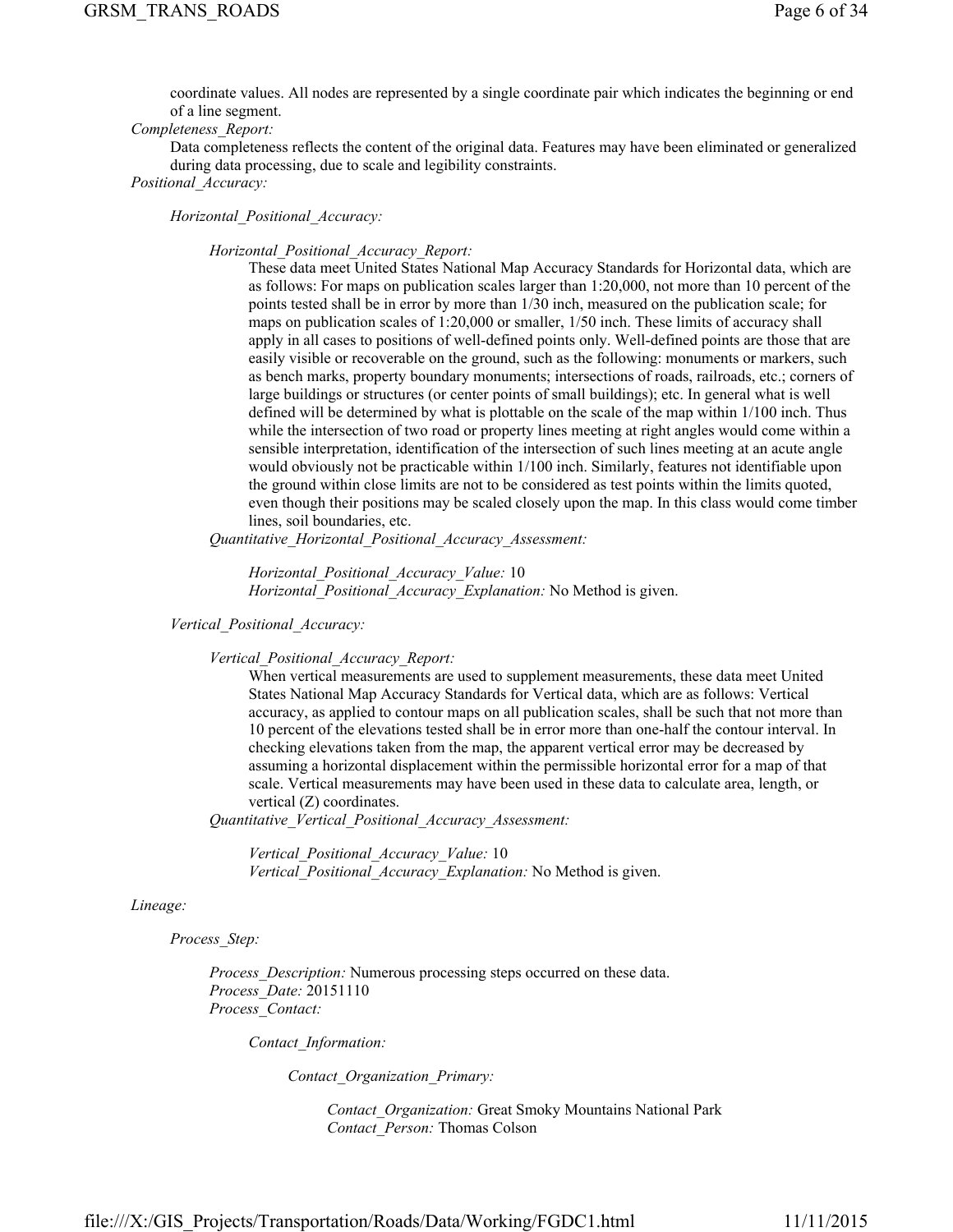coordinate values. All nodes are represented by a single coordinate pair which indicates the beginning or end of a line segment.

*Completeness_Report:*

Data completeness reflects the content of the original data. Features may have been eliminated or generalized during data processing, due to scale and legibility constraints.

*Positional_Accuracy:*

*Horizontal_Positional_Accuracy:*

*Horizontal_Positional_Accuracy_Report:*

These data meet United States National Map Accuracy Standards for Horizontal data, which are as follows: For maps on publication scales larger than 1:20,000, not more than 10 percent of the points tested shall be in error by more than 1/30 inch, measured on the publication scale; for maps on publication scales of 1:20,000 or smaller, 1/50 inch. These limits of accuracy shall apply in all cases to positions of well-defined points only. Well-defined points are those that are easily visible or recoverable on the ground, such as the following: monuments or markers, such as bench marks, property boundary monuments; intersections of roads, railroads, etc.; corners of large buildings or structures (or center points of small buildings); etc. In general what is well defined will be determined by what is plottable on the scale of the map within 1/100 inch. Thus while the intersection of two road or property lines meeting at right angles would come within a sensible interpretation, identification of the intersection of such lines meeting at an acute angle would obviously not be practicable within 1/100 inch. Similarly, features not identifiable upon the ground within close limits are not to be considered as test points within the limits quoted, even though their positions may be scaled closely upon the map. In this class would come timber lines, soil boundaries, etc.

*Quantitative_Horizontal_Positional_Accuracy_Assessment:*

*Horizontal_Positional_Accuracy_Value:* 10
*Horizontal_Positional_Accuracy_Explanation:* No Method is given.

*Vertical_Positional_Accuracy:*

*Vertical_Positional_Accuracy_Report:*

When vertical measurements are used to supplement measurements, these data meet United States National Map Accuracy Standards for Vertical data, which are as follows: Vertical accuracy, as applied to contour maps on all publication scales, shall be such that not more than 10 percent of the elevations tested shall be in error more than one-half the contour interval. In checking elevations taken from the map, the apparent vertical error may be decreased by assuming a horizontal displacement within the permissible horizontal error for a map of that scale. Vertical measurements may have been used in these data to calculate area, length, or vertical (Z) coordinates.

*Quantitative_Vertical_Positional_Accuracy_Assessment:*

*Vertical_Positional_Accuracy_Value:* 10
*Vertical_Positional_Accuracy_Explanation:* No Method is given.

*Lineage:*

*Process_Step:*

*Process_Description:* Numerous processing steps occurred on these data.
*Process_Date:* 20151110
*Process_Contact:*

*Contact_Information:*

*Contact_Organization_Primary:*

*Contact_Organization:* Great Smoky Mountains National Park
*Contact_Person:* Thomas Colson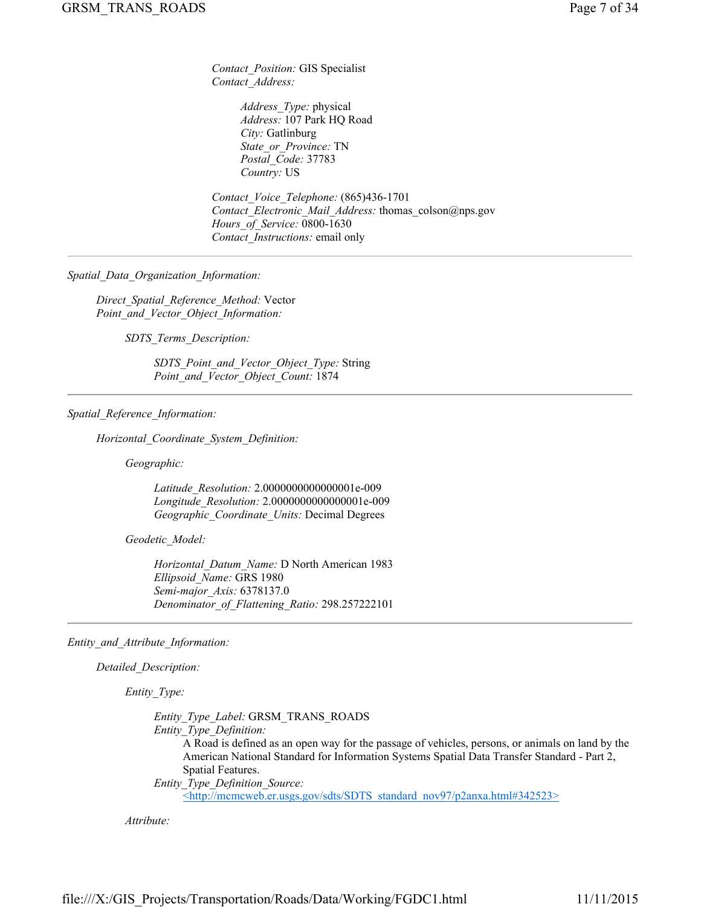*Contact_Position:* GIS Specialist
*Contact_Address:*

*Address_Type:* physical
*Address:* 107 Park HQ Road
*City:* Gatlinburg
*State_or_Province:* TN
*Postal_Code:* 37783
*Country:* US

*Contact_Voice_Telephone:* (865)436-1701
*Contact_Electronic_Mail_Address:* thomas_colson@nps.gov
*Hours_of_Service:* 0800-1630
*Contact_Instructions:* email only

---

*Spatial_Data_Organization_Information:*

*Direct_Spatial_Reference_Method:* Vector
*Point_and_Vector_Object_Information:*

*SDTS_Terms_Description:*

*SDTS_Point_and_Vector_Object_Type:* String
*Point_and_Vector_Object_Count:* 1874

---

*Spatial_Reference_Information:*

*Horizontal_Coordinate_System_Definition:*

*Geographic:*

*Latitude_Resolution:* 2.0000000000000001e-009
*Longitude_Resolution:* 2.0000000000000001e-009
*Geographic_Coordinate_Units:* Decimal Degrees

*Geodetic_Model:*

*Horizontal_Datum_Name:* D North American 1983
*Ellipsoid_Name:* GRS 1980
*Semi-major_Axis:* 6378137.0
*Denominator_of_Flattening_Ratio:* 298.257222101

---

*Entity_and_Attribute_Information:*

*Detailed_Description:*

*Entity_Type:*

*Entity_Type_Label:* GRSM_TRANS_ROADS
*Entity_Type_Definition:*
A Road is defined as an open way for the passage of vehicles, persons, or animals on land by the American National Standard for Information Systems Spatial Data Transfer Standard - Part 2, Spatial Features.
*Entity_Type_Definition_Source:*
<http://mcmcweb.er.usgs.gov/sdts/SDTS_standard_nov97/p2anxa.html#342523>

*Attribute:*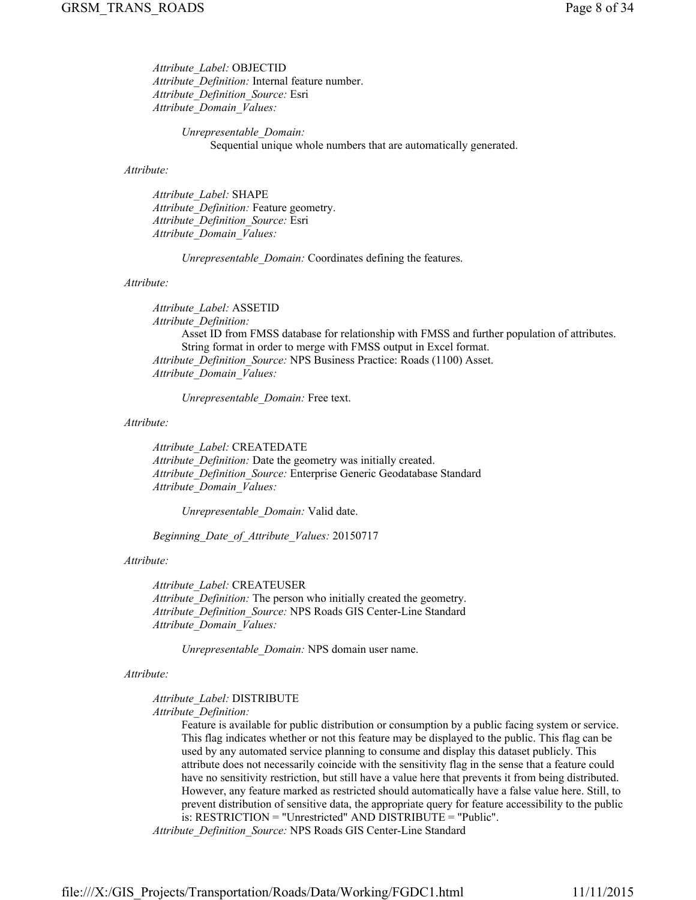*Attribute_Label:* OBJECTID
*Attribute_Definition:* Internal feature number.
*Attribute_Definition_Source:* Esri
*Attribute_Domain_Values:*

> *Unrepresentable_Domain:*
> Sequential unique whole numbers that are automatically generated.

*Attribute:*

*Attribute_Label:* SHAPE
*Attribute_Definition:* Feature geometry.
*Attribute_Definition_Source:* Esri
*Attribute_Domain_Values:*

> *Unrepresentable_Domain:* Coordinates defining the features.

*Attribute:*

*Attribute_Label:* ASSETID
*Attribute_Definition:*
Asset ID from FMSS database for relationship with FMSS and further population of attributes. String format in order to merge with FMSS output in Excel format.
*Attribute_Definition_Source:* NPS Business Practice: Roads (1100) Asset.
*Attribute_Domain_Values:*

> *Unrepresentable_Domain:* Free text.

*Attribute:*

*Attribute_Label:* CREATEDATE
*Attribute_Definition:* Date the geometry was initially created.
*Attribute_Definition_Source:* Enterprise Generic Geodatabase Standard
*Attribute_Domain_Values:*

> *Unrepresentable_Domain:* Valid date.

*Beginning_Date_of_Attribute_Values:* 20150717

*Attribute:*

*Attribute_Label:* CREATEUSER
*Attribute_Definition:* The person who initially created the geometry.
*Attribute_Definition_Source:* NPS Roads GIS Center-Line Standard
*Attribute_Domain_Values:*

> *Unrepresentable_Domain:* NPS domain user name.

*Attribute:*

*Attribute_Label:* DISTRIBUTE
*Attribute_Definition:*
Feature is available for public distribution or consumption by a public facing system or service. This flag indicates whether or not this feature may be displayed to the public. This flag can be used by any automated service planning to consume and display this dataset publicly. This attribute does not necessarily coincide with the sensitivity flag in the sense that a feature could have no sensitivity restriction, but still have a value here that prevents it from being distributed. However, any feature marked as restricted should automatically have a false value here. Still, to prevent distribution of sensitive data, the appropriate query for feature accessibility to the public is: RESTRICTION = "Unrestricted" AND DISTRIBUTE = "Public".
*Attribute_Definition_Source:* NPS Roads GIS Center-Line Standard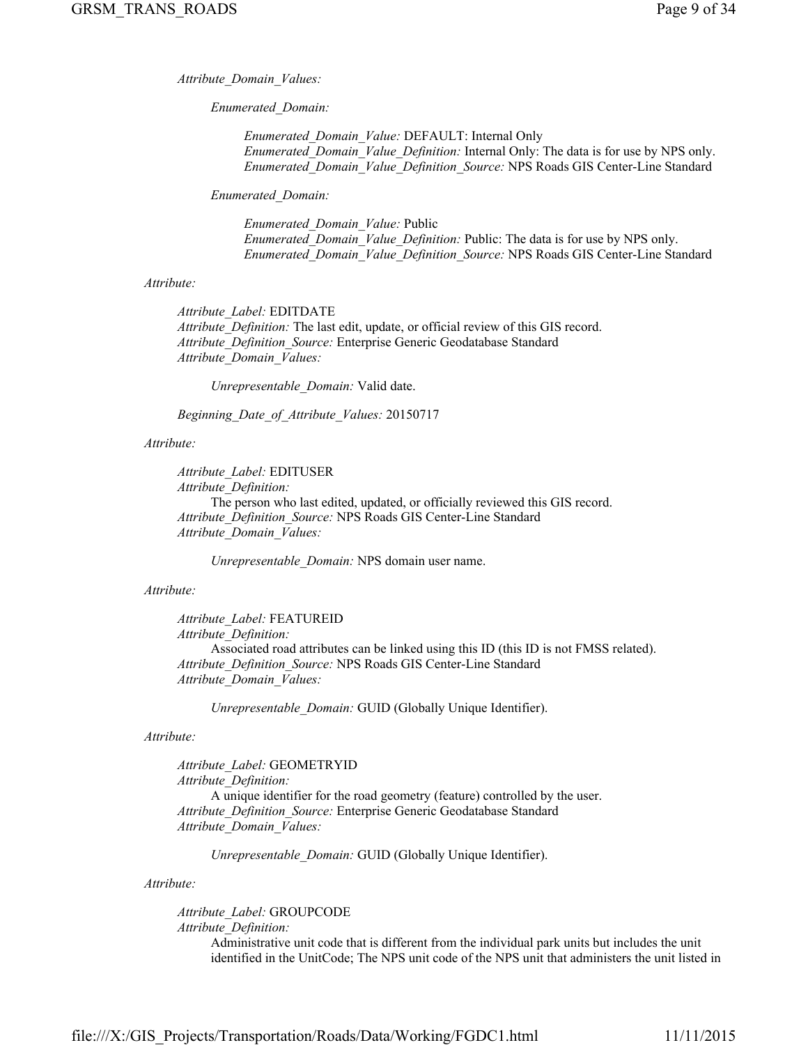*Attribute_Domain_Values:*

*Enumerated_Domain:*

*Enumerated_Domain_Value:* DEFAULT: Internal Only
*Enumerated_Domain_Value_Definition:* Internal Only: The data is for use by NPS only.
*Enumerated_Domain_Value_Definition_Source:* NPS Roads GIS Center-Line Standard

*Enumerated_Domain:*

*Enumerated_Domain_Value:* Public
*Enumerated_Domain_Value_Definition:* Public: The data is for use by NPS only.
*Enumerated_Domain_Value_Definition_Source:* NPS Roads GIS Center-Line Standard

*Attribute:*

*Attribute_Label:* EDITDATE
*Attribute_Definition:* The last edit, update, or official review of this GIS record.
*Attribute_Definition_Source:* Enterprise Generic Geodatabase Standard
*Attribute_Domain_Values:*

*Unrepresentable_Domain:* Valid date.

*Beginning_Date_of_Attribute_Values:* 20150717

*Attribute:*

*Attribute_Label:* EDITUSER
*Attribute_Definition:*
The person who last edited, updated, or officially reviewed this GIS record.
*Attribute_Definition_Source:* NPS Roads GIS Center-Line Standard
*Attribute_Domain_Values:*

*Unrepresentable_Domain:* NPS domain user name.

*Attribute:*

*Attribute_Label:* FEATUREID
*Attribute_Definition:*
Associated road attributes can be linked using this ID (this ID is not FMSS related).
*Attribute_Definition_Source:* NPS Roads GIS Center-Line Standard
*Attribute_Domain_Values:*

*Unrepresentable_Domain:* GUID (Globally Unique Identifier).

*Attribute:*

*Attribute_Label:* GEOMETRYID
*Attribute_Definition:*
A unique identifier for the road geometry (feature) controlled by the user.
*Attribute_Definition_Source:* Enterprise Generic Geodatabase Standard
*Attribute_Domain_Values:*

*Unrepresentable_Domain:* GUID (Globally Unique Identifier).

*Attribute:*

*Attribute_Label:* GROUPCODE
*Attribute_Definition:*
Administrative unit code that is different from the individual park units but includes the unit identified in the UnitCode; The NPS unit code of the NPS unit that administers the unit listed in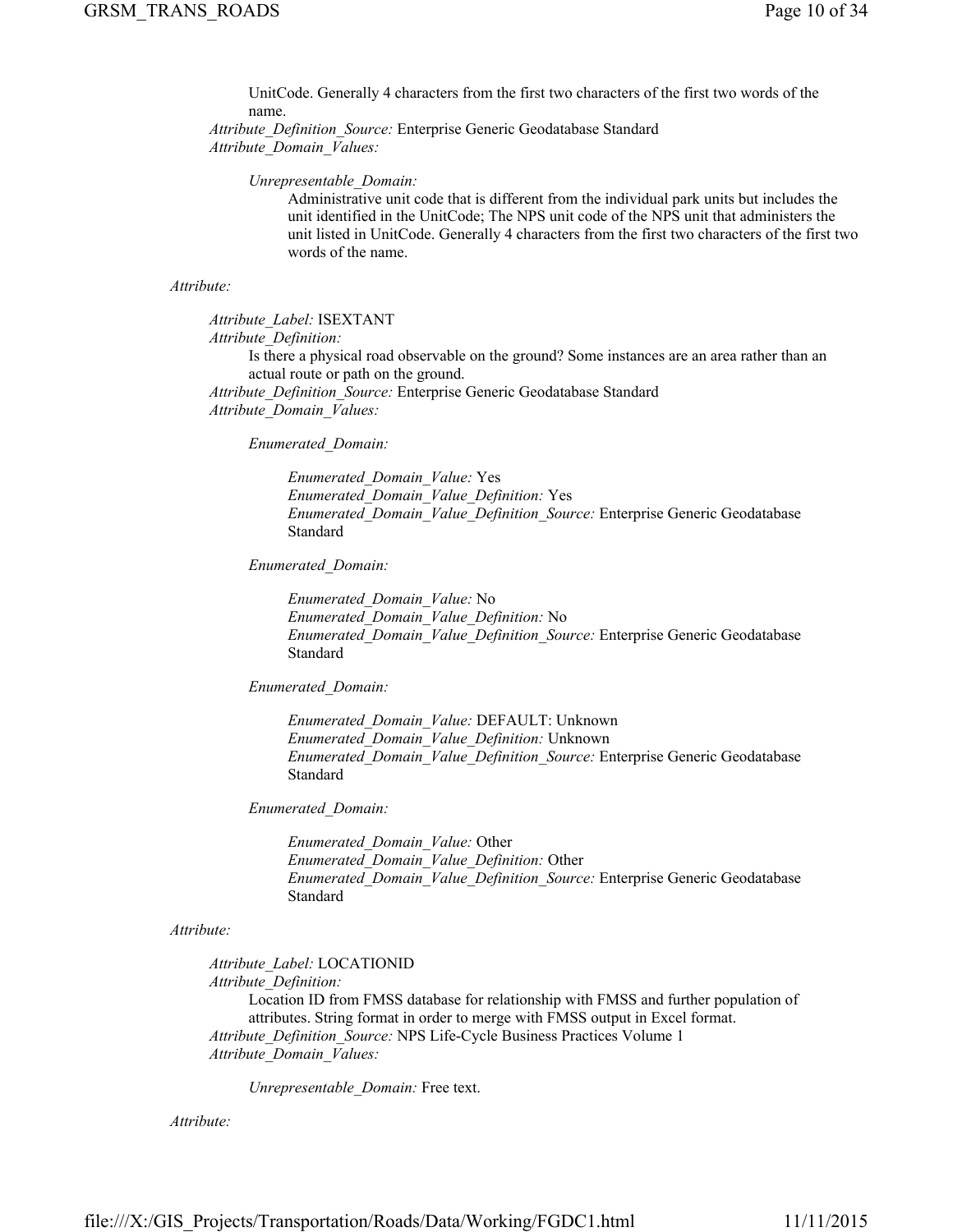UnitCode. Generally 4 characters from the first two characters of the first two words of the name.

*Attribute_Definition_Source:* Enterprise Generic Geodatabase Standard

*Attribute_Domain_Values:*

*Unrepresentable_Domain:*
Administrative unit code that is different from the individual park units but includes the unit identified in the UnitCode; The NPS unit code of the NPS unit that administers the unit listed in UnitCode. Generally 4 characters from the first two characters of the first two words of the name.

*Attribute:*

*Attribute_Label:* ISEXTANT

*Attribute_Definition:*
Is there a physical road observable on the ground? Some instances are an area rather than an actual route or path on the ground.

*Attribute_Definition_Source:* Enterprise Generic Geodatabase Standard

*Attribute_Domain_Values:*

*Enumerated_Domain:*

*Enumerated_Domain_Value:* Yes
*Enumerated_Domain_Value_Definition:* Yes
*Enumerated_Domain_Value_Definition_Source:* Enterprise Generic Geodatabase Standard

*Enumerated_Domain:*

*Enumerated_Domain_Value:* No
*Enumerated_Domain_Value_Definition:* No
*Enumerated_Domain_Value_Definition_Source:* Enterprise Generic Geodatabase Standard

*Enumerated_Domain:*

*Enumerated_Domain_Value:* DEFAULT: Unknown
*Enumerated_Domain_Value_Definition:* Unknown
*Enumerated_Domain_Value_Definition_Source:* Enterprise Generic Geodatabase Standard

*Enumerated_Domain:*

*Enumerated_Domain_Value:* Other
*Enumerated_Domain_Value_Definition:* Other
*Enumerated_Domain_Value_Definition_Source:* Enterprise Generic Geodatabase Standard

*Attribute:*

*Attribute_Label:* LOCATIONID

*Attribute_Definition:*
Location ID from FMSS database for relationship with FMSS and further population of attributes. String format in order to merge with FMSS output in Excel format.

*Attribute_Definition_Source:* NPS Life-Cycle Business Practices Volume 1

*Attribute_Domain_Values:*

*Unrepresentable_Domain:* Free text.

*Attribute:*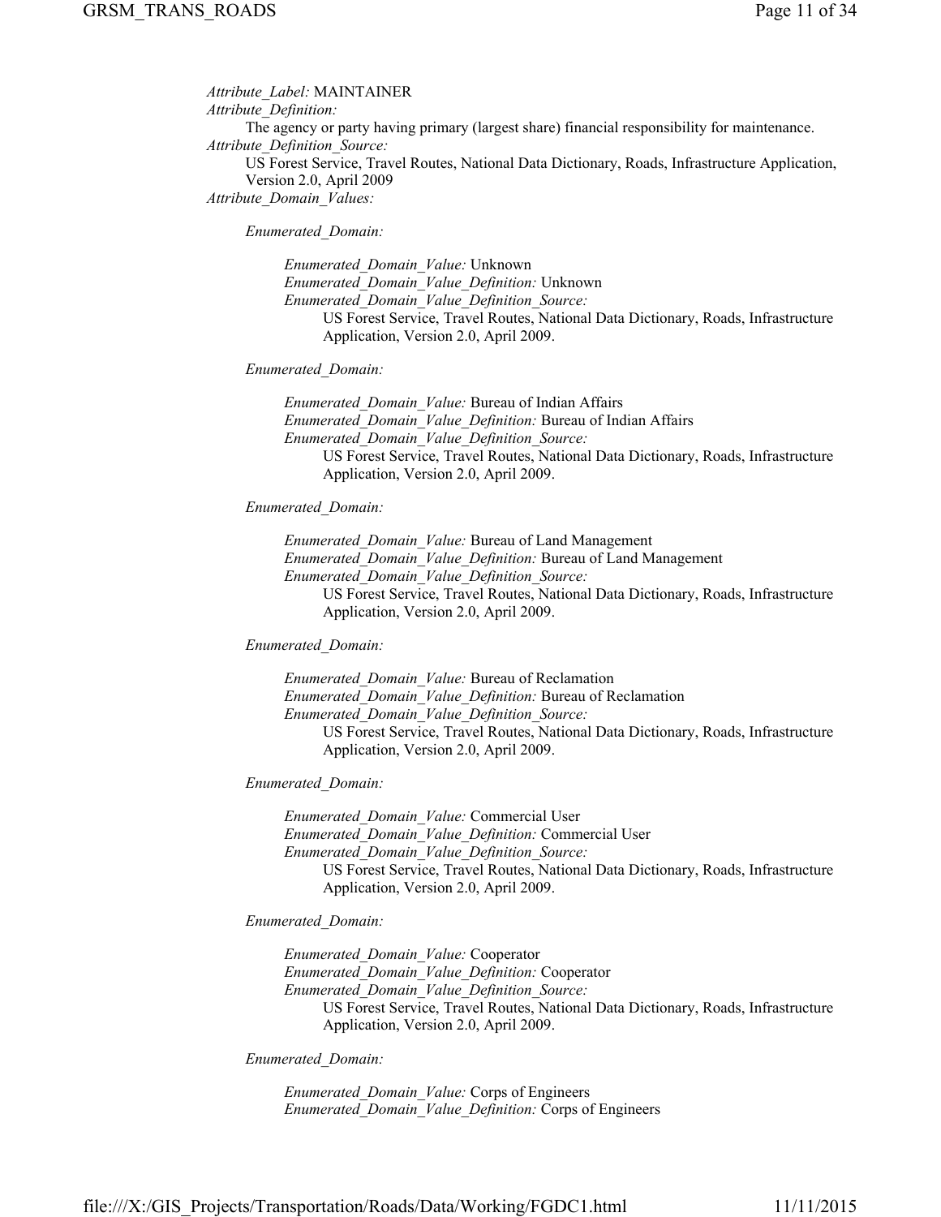*Attribute_Label:* MAINTAINER
*Attribute_Definition:*
The agency or party having primary (largest share) financial responsibility for maintenance.
*Attribute_Definition_Source:*
US Forest Service, Travel Routes, National Data Dictionary, Roads, Infrastructure Application, Version 2.0, April 2009
*Attribute_Domain_Values:*

*Enumerated_Domain:*

*Enumerated_Domain_Value:* Unknown
*Enumerated_Domain_Value_Definition:* Unknown
*Enumerated_Domain_Value_Definition_Source:*
US Forest Service, Travel Routes, National Data Dictionary, Roads, Infrastructure Application, Version 2.0, April 2009.

*Enumerated_Domain:*

*Enumerated_Domain_Value:* Bureau of Indian Affairs
*Enumerated_Domain_Value_Definition:* Bureau of Indian Affairs
*Enumerated_Domain_Value_Definition_Source:*
US Forest Service, Travel Routes, National Data Dictionary, Roads, Infrastructure Application, Version 2.0, April 2009.

*Enumerated_Domain:*

*Enumerated_Domain_Value:* Bureau of Land Management
*Enumerated_Domain_Value_Definition:* Bureau of Land Management
*Enumerated_Domain_Value_Definition_Source:*
US Forest Service, Travel Routes, National Data Dictionary, Roads, Infrastructure Application, Version 2.0, April 2009.

*Enumerated_Domain:*

*Enumerated_Domain_Value:* Bureau of Reclamation
*Enumerated_Domain_Value_Definition:* Bureau of Reclamation
*Enumerated_Domain_Value_Definition_Source:*
US Forest Service, Travel Routes, National Data Dictionary, Roads, Infrastructure Application, Version 2.0, April 2009.

*Enumerated_Domain:*

*Enumerated_Domain_Value:* Commercial User
*Enumerated_Domain_Value_Definition:* Commercial User
*Enumerated_Domain_Value_Definition_Source:*
US Forest Service, Travel Routes, National Data Dictionary, Roads, Infrastructure Application, Version 2.0, April 2009.

*Enumerated_Domain:*

*Enumerated_Domain_Value:* Cooperator
*Enumerated_Domain_Value_Definition:* Cooperator
*Enumerated_Domain_Value_Definition_Source:*
US Forest Service, Travel Routes, National Data Dictionary, Roads, Infrastructure Application, Version 2.0, April 2009.

*Enumerated_Domain:*

*Enumerated_Domain_Value:* Corps of Engineers
*Enumerated_Domain_Value_Definition:* Corps of Engineers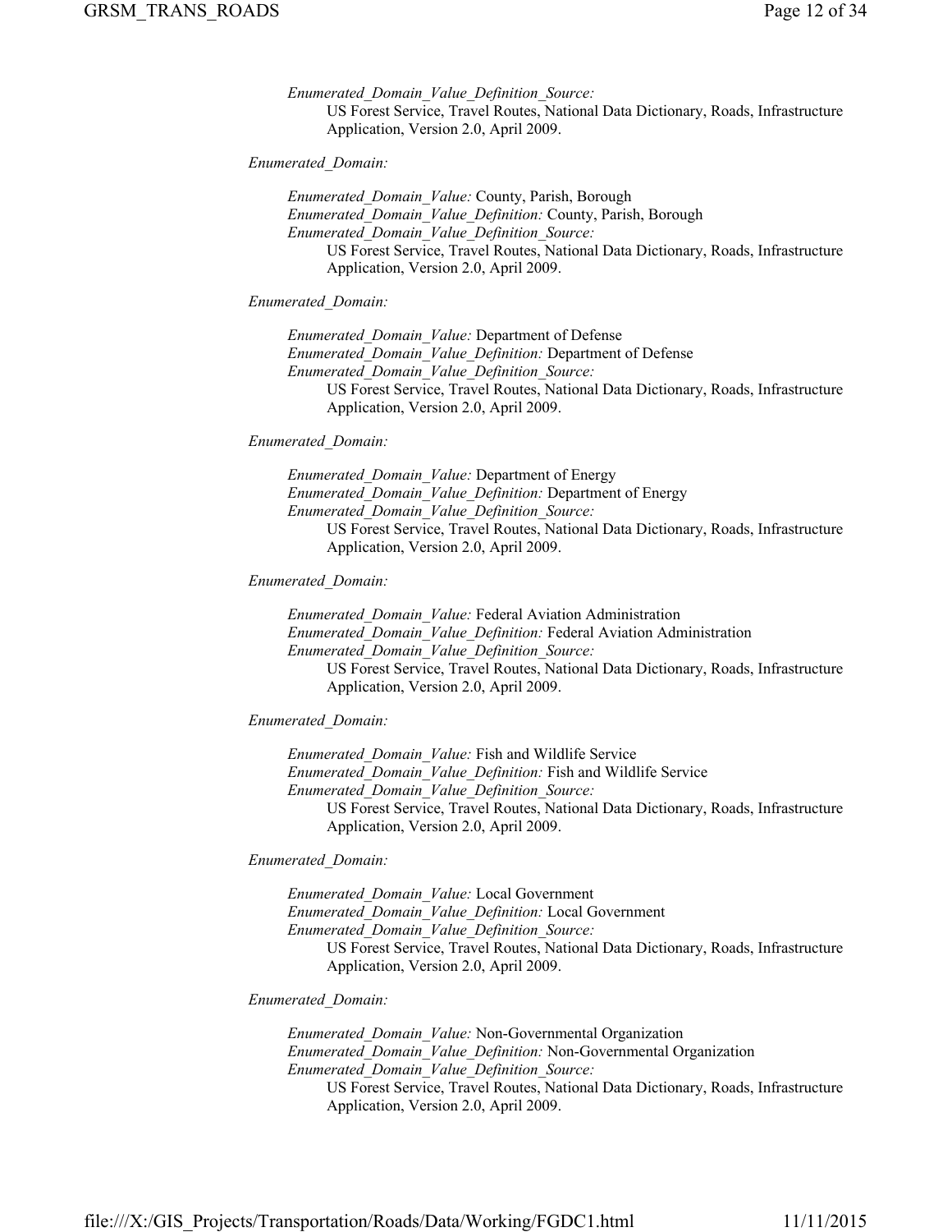*Enumerated_Domain_Value_Definition_Source:*
US Forest Service, Travel Routes, National Data Dictionary, Roads, Infrastructure Application, Version 2.0, April 2009.

*Enumerated_Domain:*

*Enumerated_Domain_Value:* County, Parish, Borough
*Enumerated_Domain_Value_Definition:* County, Parish, Borough
*Enumerated_Domain_Value_Definition_Source:*
US Forest Service, Travel Routes, National Data Dictionary, Roads, Infrastructure Application, Version 2.0, April 2009.

*Enumerated_Domain:*

*Enumerated_Domain_Value:* Department of Defense
*Enumerated_Domain_Value_Definition:* Department of Defense
*Enumerated_Domain_Value_Definition_Source:*
US Forest Service, Travel Routes, National Data Dictionary, Roads, Infrastructure Application, Version 2.0, April 2009.

*Enumerated_Domain:*

*Enumerated_Domain_Value:* Department of Energy
*Enumerated_Domain_Value_Definition:* Department of Energy
*Enumerated_Domain_Value_Definition_Source:*
US Forest Service, Travel Routes, National Data Dictionary, Roads, Infrastructure Application, Version 2.0, April 2009.

*Enumerated_Domain:*

*Enumerated_Domain_Value:* Federal Aviation Administration
*Enumerated_Domain_Value_Definition:* Federal Aviation Administration
*Enumerated_Domain_Value_Definition_Source:*
US Forest Service, Travel Routes, National Data Dictionary, Roads, Infrastructure Application, Version 2.0, April 2009.

*Enumerated_Domain:*

*Enumerated_Domain_Value:* Fish and Wildlife Service
*Enumerated_Domain_Value_Definition:* Fish and Wildlife Service
*Enumerated_Domain_Value_Definition_Source:*
US Forest Service, Travel Routes, National Data Dictionary, Roads, Infrastructure Application, Version 2.0, April 2009.

*Enumerated_Domain:*

*Enumerated_Domain_Value:* Local Government
*Enumerated_Domain_Value_Definition:* Local Government
*Enumerated_Domain_Value_Definition_Source:*
US Forest Service, Travel Routes, National Data Dictionary, Roads, Infrastructure Application, Version 2.0, April 2009.

*Enumerated_Domain:*

*Enumerated_Domain_Value:* Non-Governmental Organization
*Enumerated_Domain_Value_Definition:* Non-Governmental Organization
*Enumerated_Domain_Value_Definition_Source:*
US Forest Service, Travel Routes, National Data Dictionary, Roads, Infrastructure Application, Version 2.0, April 2009.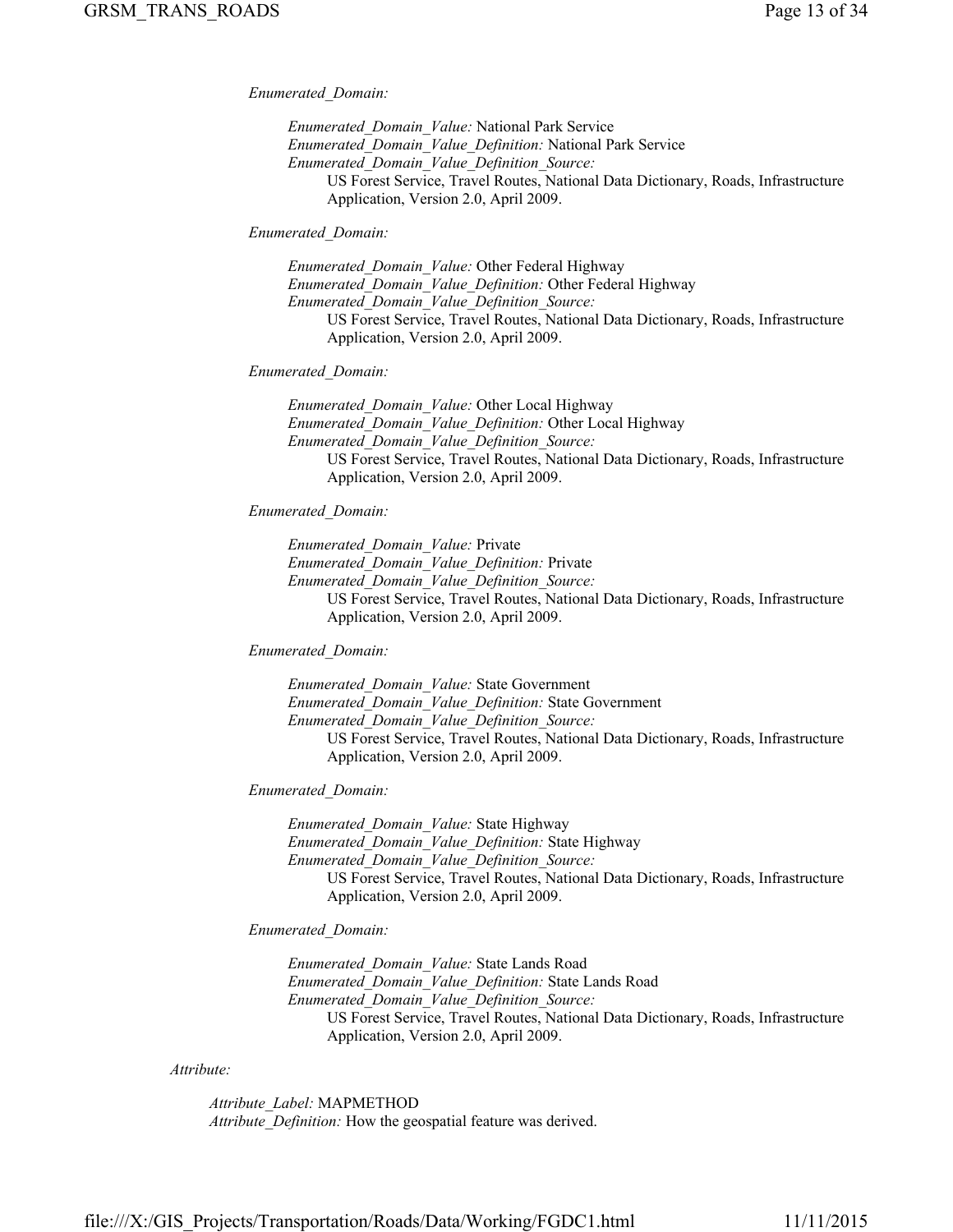*Enumerated_Domain:*

> *Enumerated_Domain_Value:* National Park Service
> *Enumerated_Domain_Value_Definition:* National Park Service
> *Enumerated_Domain_Value_Definition_Source:*
> US Forest Service, Travel Routes, National Data Dictionary, Roads, Infrastructure Application, Version 2.0, April 2009.

*Enumerated_Domain:*

> *Enumerated_Domain_Value:* Other Federal Highway
> *Enumerated_Domain_Value_Definition:* Other Federal Highway
> *Enumerated_Domain_Value_Definition_Source:*
> US Forest Service, Travel Routes, National Data Dictionary, Roads, Infrastructure Application, Version 2.0, April 2009.

*Enumerated_Domain:*

> *Enumerated_Domain_Value:* Other Local Highway
> *Enumerated_Domain_Value_Definition:* Other Local Highway
> *Enumerated_Domain_Value_Definition_Source:*
> US Forest Service, Travel Routes, National Data Dictionary, Roads, Infrastructure Application, Version 2.0, April 2009.

*Enumerated_Domain:*

> *Enumerated_Domain_Value:* Private
> *Enumerated_Domain_Value_Definition:* Private
> *Enumerated_Domain_Value_Definition_Source:*
> US Forest Service, Travel Routes, National Data Dictionary, Roads, Infrastructure Application, Version 2.0, April 2009.

*Enumerated_Domain:*

> *Enumerated_Domain_Value:* State Government
> *Enumerated_Domain_Value_Definition:* State Government
> *Enumerated_Domain_Value_Definition_Source:*
> US Forest Service, Travel Routes, National Data Dictionary, Roads, Infrastructure Application, Version 2.0, April 2009.

*Enumerated_Domain:*

> *Enumerated_Domain_Value:* State Highway
> *Enumerated_Domain_Value_Definition:* State Highway
> *Enumerated_Domain_Value_Definition_Source:*
> US Forest Service, Travel Routes, National Data Dictionary, Roads, Infrastructure Application, Version 2.0, April 2009.

*Enumerated_Domain:*

> *Enumerated_Domain_Value:* State Lands Road
> *Enumerated_Domain_Value_Definition:* State Lands Road
> *Enumerated_Domain_Value_Definition_Source:*
> US Forest Service, Travel Routes, National Data Dictionary, Roads, Infrastructure Application, Version 2.0, April 2009.

*Attribute:*

> *Attribute_Label:* MAPMETHOD
> *Attribute_Definition:* How the geospatial feature was derived.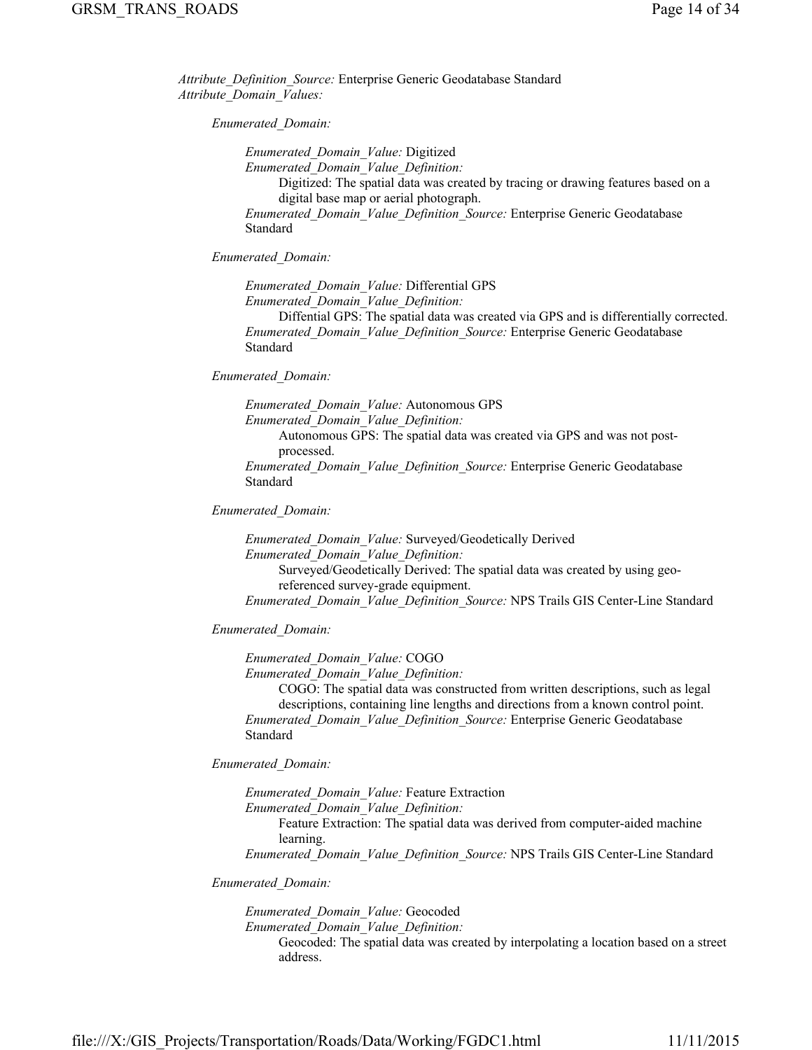*Attribute_Definition_Source:* Enterprise Generic Geodatabase Standard
*Attribute_Domain_Values:*

*Enumerated_Domain:*

*Enumerated_Domain_Value:* Digitized
*Enumerated_Domain_Value_Definition:*
Digitized: The spatial data was created by tracing or drawing features based on a digital base map or aerial photograph.
*Enumerated_Domain_Value_Definition_Source:* Enterprise Generic Geodatabase Standard

*Enumerated_Domain:*

*Enumerated_Domain_Value:* Differential GPS
*Enumerated_Domain_Value_Definition:*
Diffential GPS: The spatial data was created via GPS and is differentially corrected.
*Enumerated_Domain_Value_Definition_Source:* Enterprise Generic Geodatabase Standard

*Enumerated_Domain:*

*Enumerated_Domain_Value:* Autonomous GPS
*Enumerated_Domain_Value_Definition:*
Autonomous GPS: The spatial data was created via GPS and was not post-processed.
*Enumerated_Domain_Value_Definition_Source:* Enterprise Generic Geodatabase Standard

*Enumerated_Domain:*

*Enumerated_Domain_Value:* Surveyed/Geodetically Derived
*Enumerated_Domain_Value_Definition:*
Surveyed/Geodetically Derived: The spatial data was created by using geo-referenced survey-grade equipment.
*Enumerated_Domain_Value_Definition_Source:* NPS Trails GIS Center-Line Standard

*Enumerated_Domain:*

*Enumerated_Domain_Value:* COGO
*Enumerated_Domain_Value_Definition:*
COGO: The spatial data was constructed from written descriptions, such as legal descriptions, containing line lengths and directions from a known control point.
*Enumerated_Domain_Value_Definition_Source:* Enterprise Generic Geodatabase Standard

*Enumerated_Domain:*

*Enumerated_Domain_Value:* Feature Extraction
*Enumerated_Domain_Value_Definition:*
Feature Extraction: The spatial data was derived from computer-aided machine learning.
*Enumerated_Domain_Value_Definition_Source:* NPS Trails GIS Center-Line Standard

*Enumerated_Domain:*

*Enumerated_Domain_Value:* Geocoded
*Enumerated_Domain_Value_Definition:*
Geocoded: The spatial data was created by interpolating a location based on a street address.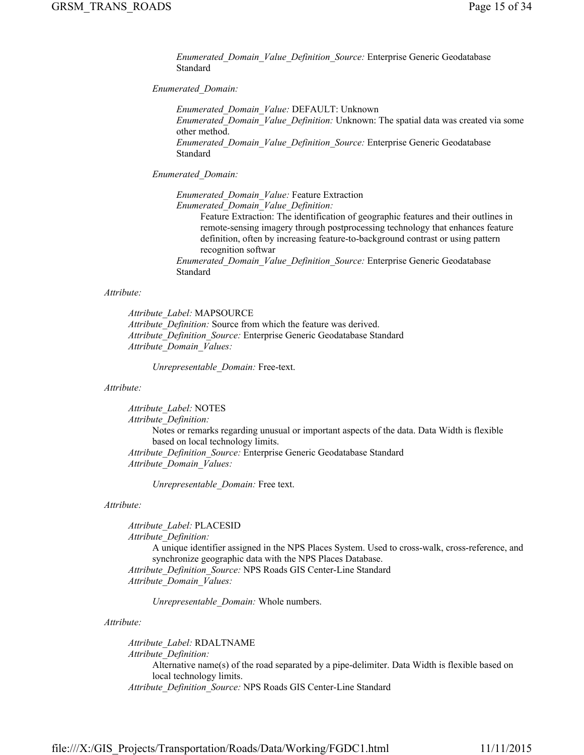*Enumerated_Domain_Value_Definition_Source:* Enterprise Generic Geodatabase Standard

*Enumerated_Domain:*

*Enumerated_Domain_Value:* DEFAULT: Unknown
*Enumerated_Domain_Value_Definition:* Unknown: The spatial data was created via some other method.
*Enumerated_Domain_Value_Definition_Source:* Enterprise Generic Geodatabase Standard

*Enumerated_Domain:*

*Enumerated_Domain_Value:* Feature Extraction
*Enumerated_Domain_Value_Definition:*
Feature Extraction: The identification of geographic features and their outlines in remote-sensing imagery through postprocessing technology that enhances feature definition, often by increasing feature-to-background contrast or using pattern recognition softwar
*Enumerated_Domain_Value_Definition_Source:* Enterprise Generic Geodatabase Standard

*Attribute:*

*Attribute_Label:* MAPSOURCE
*Attribute_Definition:* Source from which the feature was derived.
*Attribute_Definition_Source:* Enterprise Generic Geodatabase Standard
*Attribute_Domain_Values:*

*Unrepresentable_Domain:* Free-text.

*Attribute:*

*Attribute_Label:* NOTES
*Attribute_Definition:*
Notes or remarks regarding unusual or important aspects of the data. Data Width is flexible based on local technology limits.
*Attribute_Definition_Source:* Enterprise Generic Geodatabase Standard
*Attribute_Domain_Values:*

*Unrepresentable_Domain:* Free text.

*Attribute:*

*Attribute_Label:* PLACESID
*Attribute_Definition:*
A unique identifier assigned in the NPS Places System. Used to cross-walk, cross-reference, and synchronize geographic data with the NPS Places Database.
*Attribute_Definition_Source:* NPS Roads GIS Center-Line Standard
*Attribute_Domain_Values:*

*Unrepresentable_Domain:* Whole numbers.

*Attribute:*

*Attribute_Label:* RDALTNAME
*Attribute_Definition:*
Alternative name(s) of the road separated by a pipe-delimiter. Data Width is flexible based on local technology limits.
*Attribute_Definition_Source:* NPS Roads GIS Center-Line Standard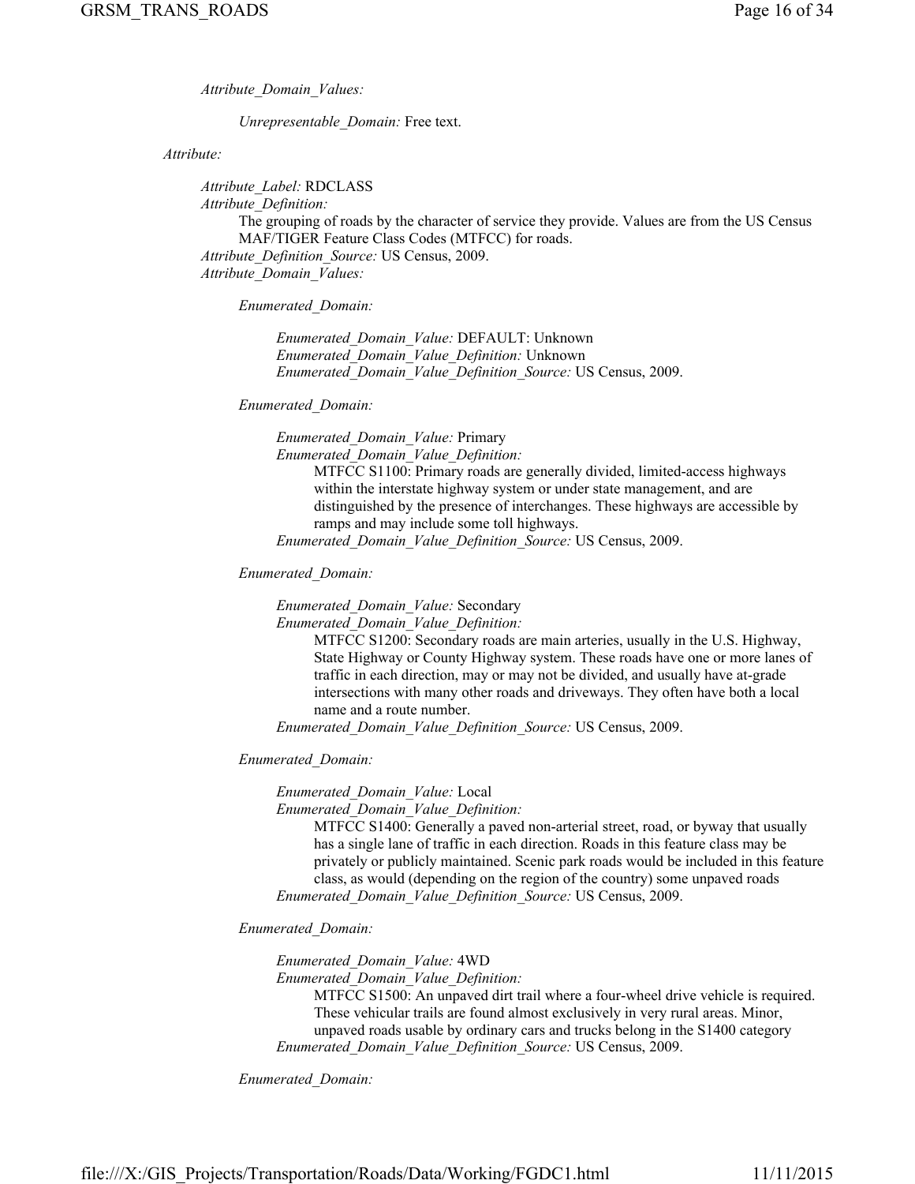*Attribute_Domain_Values:*

*Unrepresentable_Domain:* Free text.

*Attribute:*

*Attribute_Label:* RDCLASS
*Attribute_Definition:*
The grouping of roads by the character of service they provide. Values are from the US Census MAF/TIGER Feature Class Codes (MTFCC) for roads.
*Attribute_Definition_Source:* US Census, 2009.
*Attribute_Domain_Values:*

*Enumerated_Domain:*

*Enumerated_Domain_Value:* DEFAULT: Unknown
*Enumerated_Domain_Value_Definition:* Unknown
*Enumerated_Domain_Value_Definition_Source:* US Census, 2009.

*Enumerated_Domain:*

*Enumerated_Domain_Value:* Primary
*Enumerated_Domain_Value_Definition:*
MTFCC S1100: Primary roads are generally divided, limited-access highways within the interstate highway system or under state management, and are distinguished by the presence of interchanges. These highways are accessible by ramps and may include some toll highways.
*Enumerated_Domain_Value_Definition_Source:* US Census, 2009.

*Enumerated_Domain:*

*Enumerated_Domain_Value:* Secondary
*Enumerated_Domain_Value_Definition:*
MTFCC S1200: Secondary roads are main arteries, usually in the U.S. Highway, State Highway or County Highway system. These roads have one or more lanes of traffic in each direction, may or may not be divided, and usually have at-grade intersections with many other roads and driveways. They often have both a local name and a route number.
*Enumerated_Domain_Value_Definition_Source:* US Census, 2009.

*Enumerated_Domain:*

*Enumerated_Domain_Value:* Local
*Enumerated_Domain_Value_Definition:*
MTFCC S1400: Generally a paved non-arterial street, road, or byway that usually has a single lane of traffic in each direction. Roads in this feature class may be privately or publicly maintained. Scenic park roads would be included in this feature class, as would (depending on the region of the country) some unpaved roads
*Enumerated_Domain_Value_Definition_Source:* US Census, 2009.

*Enumerated_Domain:*

*Enumerated_Domain_Value:* 4WD
*Enumerated_Domain_Value_Definition:*
MTFCC S1500: An unpaved dirt trail where a four-wheel drive vehicle is required. These vehicular trails are found almost exclusively in very rural areas. Minor, unpaved roads usable by ordinary cars and trucks belong in the S1400 category
*Enumerated_Domain_Value_Definition_Source:* US Census, 2009.

*Enumerated_Domain:*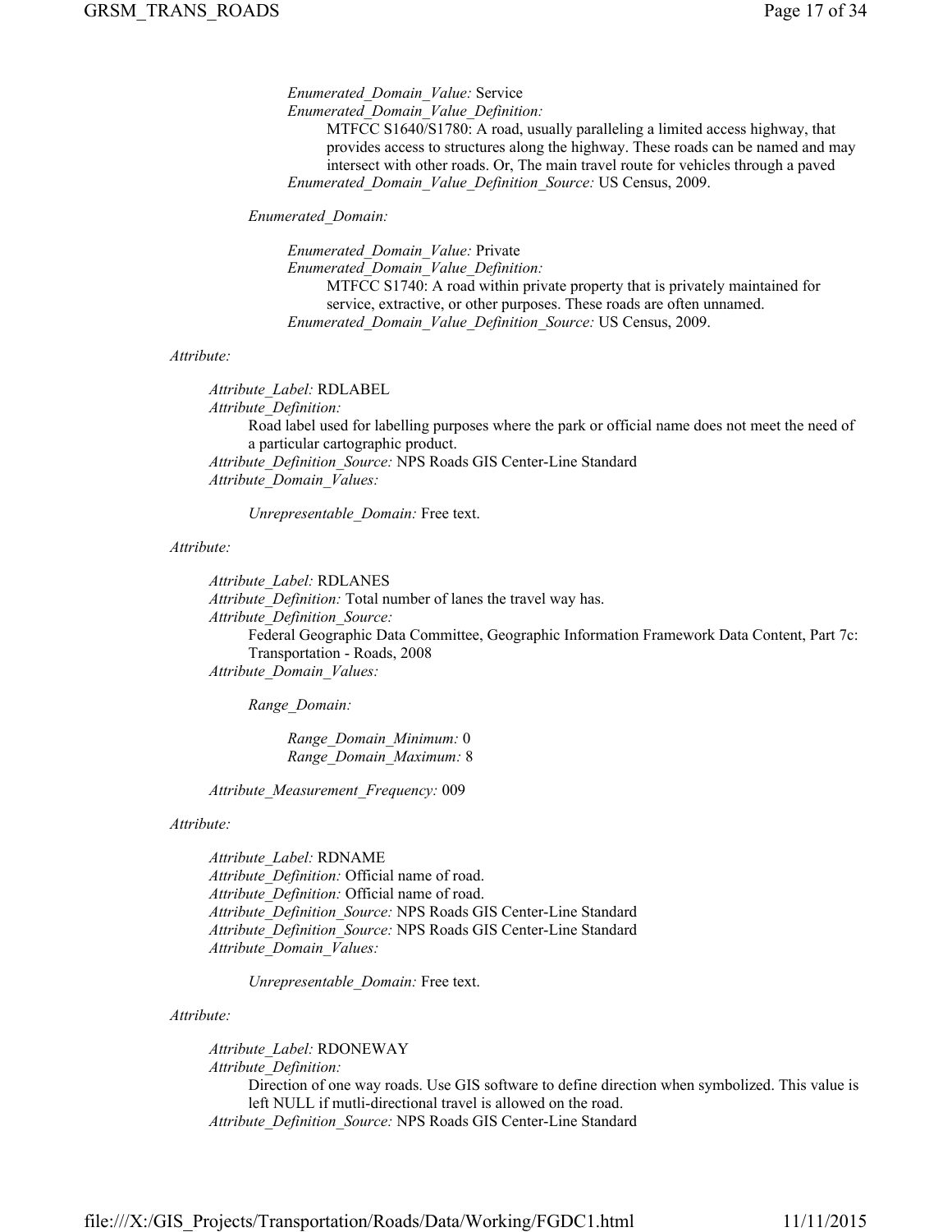*Enumerated_Domain_Value:* Service
*Enumerated_Domain_Value_Definition:*
MTFCC S1640/S1780: A road, usually paralleling a limited access highway, that provides access to structures along the highway. These roads can be named and may intersect with other roads. Or, The main travel route for vehicles through a paved
*Enumerated_Domain_Value_Definition_Source:* US Census, 2009.

*Enumerated_Domain:*

*Enumerated_Domain_Value:* Private
*Enumerated_Domain_Value_Definition:*
MTFCC S1740: A road within private property that is privately maintained for service, extractive, or other purposes. These roads are often unnamed.
*Enumerated_Domain_Value_Definition_Source:* US Census, 2009.

*Attribute:*

*Attribute_Label:* RDLABEL
*Attribute_Definition:*
Road label used for labelling purposes where the park or official name does not meet the need of a particular cartographic product.
*Attribute_Definition_Source:* NPS Roads GIS Center-Line Standard
*Attribute_Domain_Values:*

*Unrepresentable_Domain:* Free text.

*Attribute:*

*Attribute_Label:* RDLANES
*Attribute_Definition:* Total number of lanes the travel way has.
*Attribute_Definition_Source:*
Federal Geographic Data Committee, Geographic Information Framework Data Content, Part 7c: Transportation - Roads, 2008
*Attribute_Domain_Values:*

*Range_Domain:*

*Range_Domain_Minimum:* 0
*Range_Domain_Maximum:* 8

*Attribute_Measurement_Frequency:* 009

*Attribute:*

*Attribute_Label:* RDNAME
*Attribute_Definition:* Official name of road.
*Attribute_Definition:* Official name of road.
*Attribute_Definition_Source:* NPS Roads GIS Center-Line Standard
*Attribute_Definition_Source:* NPS Roads GIS Center-Line Standard
*Attribute_Domain_Values:*

*Unrepresentable_Domain:* Free text.

*Attribute:*

*Attribute_Label:* RDONEWAY
*Attribute_Definition:*
Direction of one way roads. Use GIS software to define direction when symbolized. This value is left NULL if mutli-directional travel is allowed on the road.
*Attribute_Definition_Source:* NPS Roads GIS Center-Line Standard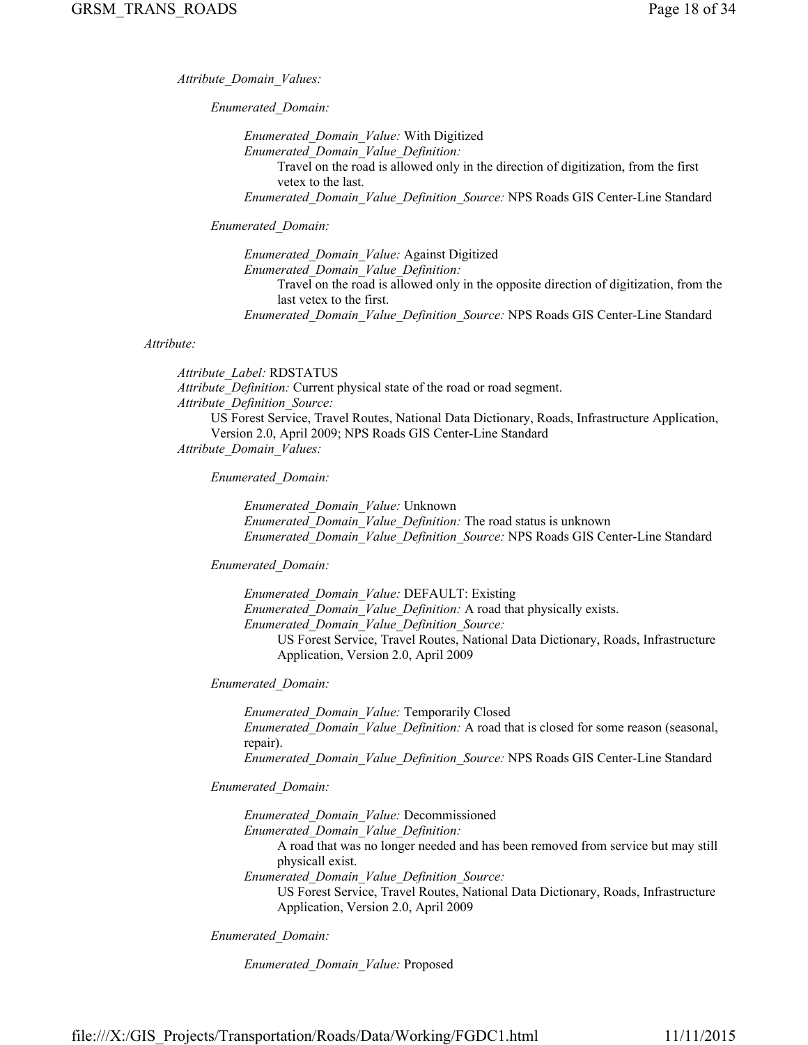*Attribute_Domain_Values:*

*Enumerated_Domain:*

*Enumerated_Domain_Value:* With Digitized
*Enumerated_Domain_Value_Definition:*
Travel on the road is allowed only in the direction of digitization, from the first vetex to the last.
*Enumerated_Domain_Value_Definition_Source:* NPS Roads GIS Center-Line Standard

*Enumerated_Domain:*

*Enumerated_Domain_Value:* Against Digitized
*Enumerated_Domain_Value_Definition:*
Travel on the road is allowed only in the opposite direction of digitization, from the last vetex to the first.
*Enumerated_Domain_Value_Definition_Source:* NPS Roads GIS Center-Line Standard

*Attribute:*

*Attribute_Label:* RDSTATUS
*Attribute_Definition:* Current physical state of the road or road segment.
*Attribute_Definition_Source:*
US Forest Service, Travel Routes, National Data Dictionary, Roads, Infrastructure Application, Version 2.0, April 2009; NPS Roads GIS Center-Line Standard
*Attribute_Domain_Values:*

*Enumerated_Domain:*

*Enumerated_Domain_Value:* Unknown
*Enumerated_Domain_Value_Definition:* The road status is unknown
*Enumerated_Domain_Value_Definition_Source:* NPS Roads GIS Center-Line Standard

*Enumerated_Domain:*

*Enumerated_Domain_Value:* DEFAULT: Existing
*Enumerated_Domain_Value_Definition:* A road that physically exists.
*Enumerated_Domain_Value_Definition_Source:*
US Forest Service, Travel Routes, National Data Dictionary, Roads, Infrastructure Application, Version 2.0, April 2009

*Enumerated_Domain:*

*Enumerated_Domain_Value:* Temporarily Closed
*Enumerated_Domain_Value_Definition:* A road that is closed for some reason (seasonal, repair).
*Enumerated_Domain_Value_Definition_Source:* NPS Roads GIS Center-Line Standard

*Enumerated_Domain:*

*Enumerated_Domain_Value:* Decommissioned
*Enumerated_Domain_Value_Definition:*
A road that was no longer needed and has been removed from service but may still physicall exist.
*Enumerated_Domain_Value_Definition_Source:*
US Forest Service, Travel Routes, National Data Dictionary, Roads, Infrastructure Application, Version 2.0, April 2009

*Enumerated_Domain:*

*Enumerated_Domain_Value:* Proposed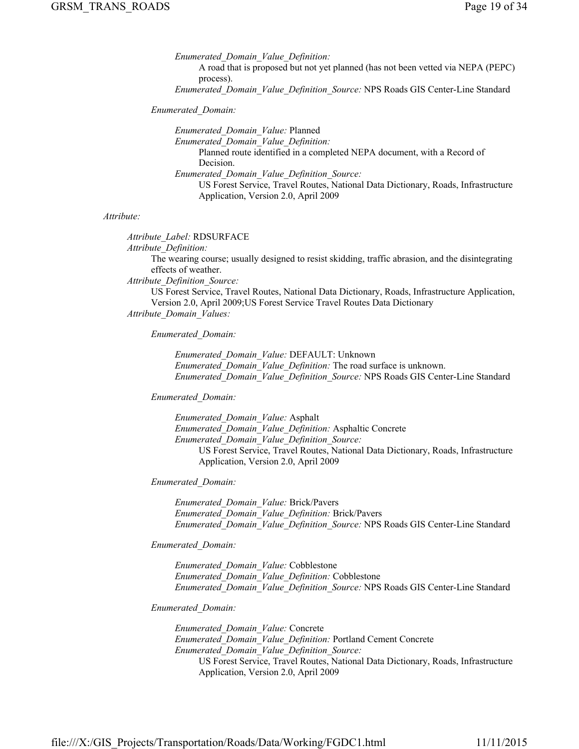*Enumerated_Domain_Value_Definition:*
A road that is proposed but not yet planned (has not been vetted via NEPA (PEPC) process).
*Enumerated_Domain_Value_Definition_Source:* NPS Roads GIS Center-Line Standard

*Enumerated_Domain:*

*Enumerated_Domain_Value:* Planned
*Enumerated_Domain_Value_Definition:*
Planned route identified in a completed NEPA document, with a Record of Decision.
*Enumerated_Domain_Value_Definition_Source:*
US Forest Service, Travel Routes, National Data Dictionary, Roads, Infrastructure Application, Version 2.0, April 2009

*Attribute:*

*Attribute_Label:* RDSURFACE
*Attribute_Definition:*
The wearing course; usually designed to resist skidding, traffic abrasion, and the disintegrating effects of weather.
*Attribute_Definition_Source:*
US Forest Service, Travel Routes, National Data Dictionary, Roads, Infrastructure Application, Version 2.0, April 2009;US Forest Service Travel Routes Data Dictionary
*Attribute_Domain_Values:*

*Enumerated_Domain:*

*Enumerated_Domain_Value:* DEFAULT: Unknown
*Enumerated_Domain_Value_Definition:* The road surface is unknown.
*Enumerated_Domain_Value_Definition_Source:* NPS Roads GIS Center-Line Standard

*Enumerated_Domain:*

*Enumerated_Domain_Value:* Asphalt
*Enumerated_Domain_Value_Definition:* Asphaltic Concrete
*Enumerated_Domain_Value_Definition_Source:*
US Forest Service, Travel Routes, National Data Dictionary, Roads, Infrastructure Application, Version 2.0, April 2009

*Enumerated_Domain:*

*Enumerated_Domain_Value:* Brick/Pavers
*Enumerated_Domain_Value_Definition:* Brick/Pavers
*Enumerated_Domain_Value_Definition_Source:* NPS Roads GIS Center-Line Standard

*Enumerated_Domain:*

*Enumerated_Domain_Value:* Cobblestone
*Enumerated_Domain_Value_Definition:* Cobblestone
*Enumerated_Domain_Value_Definition_Source:* NPS Roads GIS Center-Line Standard

*Enumerated_Domain:*

*Enumerated_Domain_Value:* Concrete
*Enumerated_Domain_Value_Definition:* Portland Cement Concrete
*Enumerated_Domain_Value_Definition_Source:*
US Forest Service, Travel Routes, National Data Dictionary, Roads, Infrastructure Application, Version 2.0, April 2009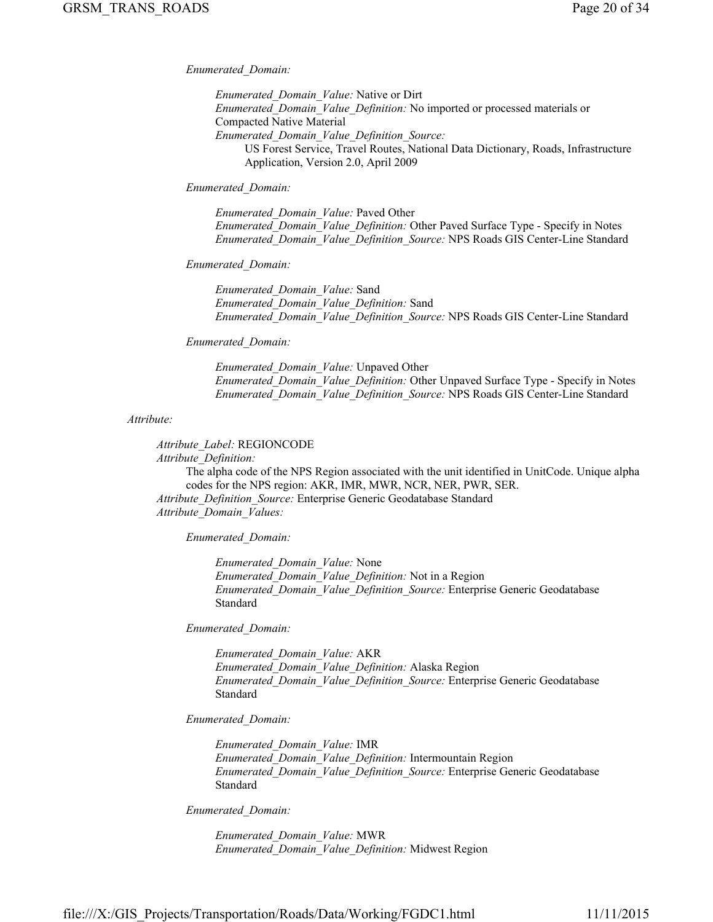*Enumerated_Domain:*

> *Enumerated_Domain_Value:* Native or Dirt
> *Enumerated_Domain_Value_Definition:* No imported or processed materials or Compacted Native Material
> *Enumerated_Domain_Value_Definition_Source:*
> US Forest Service, Travel Routes, National Data Dictionary, Roads, Infrastructure Application, Version 2.0, April 2009

*Enumerated_Domain:*

> *Enumerated_Domain_Value:* Paved Other
> *Enumerated_Domain_Value_Definition:* Other Paved Surface Type - Specify in Notes
> *Enumerated_Domain_Value_Definition_Source:* NPS Roads GIS Center-Line Standard

*Enumerated_Domain:*

> *Enumerated_Domain_Value:* Sand
> *Enumerated_Domain_Value_Definition:* Sand
> *Enumerated_Domain_Value_Definition_Source:* NPS Roads GIS Center-Line Standard

*Enumerated_Domain:*

> *Enumerated_Domain_Value:* Unpaved Other
> *Enumerated_Domain_Value_Definition:* Other Unpaved Surface Type - Specify in Notes
> *Enumerated_Domain_Value_Definition_Source:* NPS Roads GIS Center-Line Standard

*Attribute:*

*Attribute_Label:* REGIONCODE
*Attribute_Definition:*
The alpha code of the NPS Region associated with the unit identified in UnitCode. Unique alpha codes for the NPS region: AKR, IMR, MWR, NCR, NER, PWR, SER.
*Attribute_Definition_Source:* Enterprise Generic Geodatabase Standard
*Attribute_Domain_Values:*

*Enumerated_Domain:*

> *Enumerated_Domain_Value:* None
> *Enumerated_Domain_Value_Definition:* Not in a Region
> *Enumerated_Domain_Value_Definition_Source:* Enterprise Generic Geodatabase Standard

*Enumerated_Domain:*

> *Enumerated_Domain_Value:* AKR
> *Enumerated_Domain_Value_Definition:* Alaska Region
> *Enumerated_Domain_Value_Definition_Source:* Enterprise Generic Geodatabase Standard

*Enumerated_Domain:*

> *Enumerated_Domain_Value:* IMR
> *Enumerated_Domain_Value_Definition:* Intermountain Region
> *Enumerated_Domain_Value_Definition_Source:* Enterprise Generic Geodatabase Standard

*Enumerated_Domain:*

> *Enumerated_Domain_Value:* MWR
> *Enumerated_Domain_Value_Definition:* Midwest Region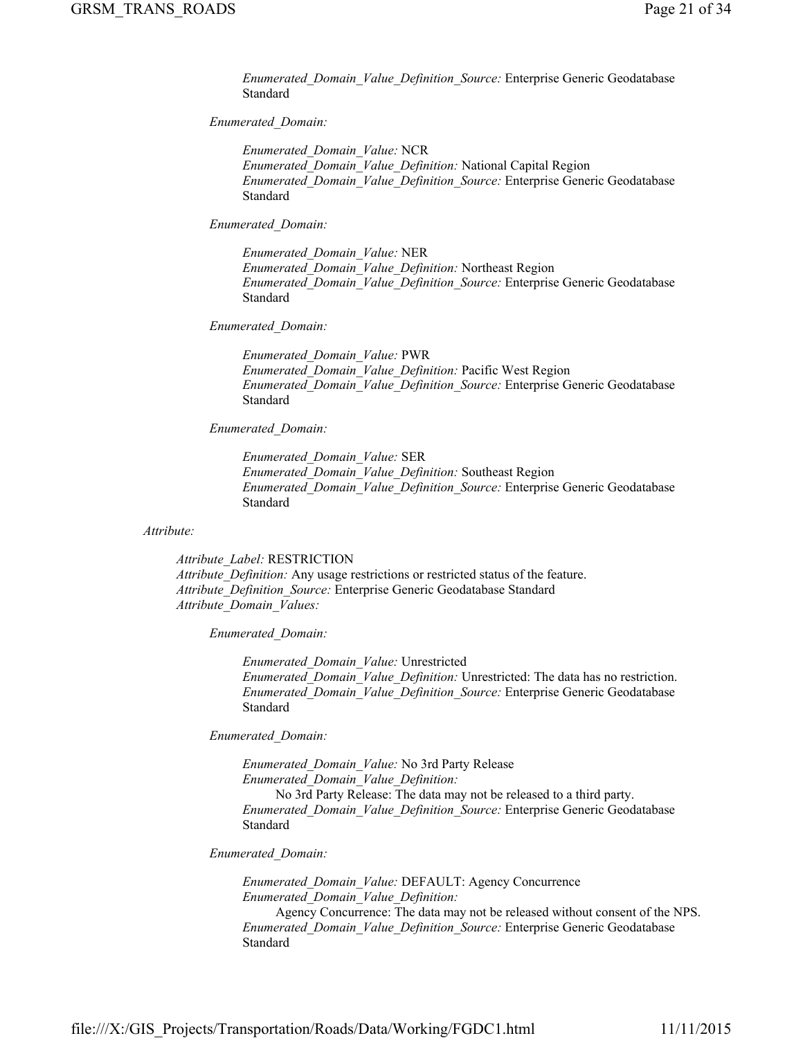*Enumerated_Domain_Value_Definition_Source:* Enterprise Generic Geodatabase Standard

*Enumerated_Domain:*

*Enumerated_Domain_Value:* NCR
*Enumerated_Domain_Value_Definition:* National Capital Region
*Enumerated_Domain_Value_Definition_Source:* Enterprise Generic Geodatabase Standard

*Enumerated_Domain:*

*Enumerated_Domain_Value:* NER
*Enumerated_Domain_Value_Definition:* Northeast Region
*Enumerated_Domain_Value_Definition_Source:* Enterprise Generic Geodatabase Standard

*Enumerated_Domain:*

*Enumerated_Domain_Value:* PWR
*Enumerated_Domain_Value_Definition:* Pacific West Region
*Enumerated_Domain_Value_Definition_Source:* Enterprise Generic Geodatabase Standard

*Enumerated_Domain:*

*Enumerated_Domain_Value:* SER
*Enumerated_Domain_Value_Definition:* Southeast Region
*Enumerated_Domain_Value_Definition_Source:* Enterprise Generic Geodatabase Standard

*Attribute:*

*Attribute_Label:* RESTRICTION
*Attribute_Definition:* Any usage restrictions or restricted status of the feature.
*Attribute_Definition_Source:* Enterprise Generic Geodatabase Standard
*Attribute_Domain_Values:*

*Enumerated_Domain:*

*Enumerated_Domain_Value:* Unrestricted
*Enumerated_Domain_Value_Definition:* Unrestricted: The data has no restriction.
*Enumerated_Domain_Value_Definition_Source:* Enterprise Generic Geodatabase Standard

*Enumerated_Domain:*

*Enumerated_Domain_Value:* No 3rd Party Release
*Enumerated_Domain_Value_Definition:*
No 3rd Party Release: The data may not be released to a third party.
*Enumerated_Domain_Value_Definition_Source:* Enterprise Generic Geodatabase Standard

*Enumerated_Domain:*

*Enumerated_Domain_Value:* DEFAULT: Agency Concurrence
*Enumerated_Domain_Value_Definition:*
Agency Concurrence: The data may not be released without consent of the NPS.
*Enumerated_Domain_Value_Definition_Source:* Enterprise Generic Geodatabase Standard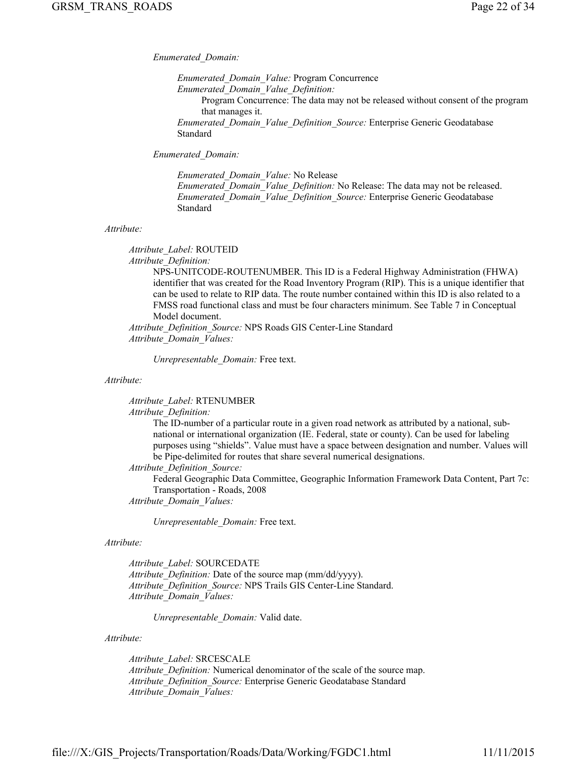*Enumerated_Domain:*

*Enumerated_Domain_Value:* Program Concurrence
*Enumerated_Domain_Value_Definition:*
Program Concurrence: The data may not be released without consent of the program that manages it.
*Enumerated_Domain_Value_Definition_Source:* Enterprise Generic Geodatabase Standard

*Enumerated_Domain:*

*Enumerated_Domain_Value:* No Release
*Enumerated_Domain_Value_Definition:* No Release: The data may not be released.
*Enumerated_Domain_Value_Definition_Source:* Enterprise Generic Geodatabase Standard

*Attribute:*

*Attribute_Label:* ROUTEID
*Attribute_Definition:*
NPS-UNITCODE-ROUTENUMBER. This ID is a Federal Highway Administration (FHWA) identifier that was created for the Road Inventory Program (RIP). This is a unique identifier that can be used to relate to RIP data. The route number contained within this ID is also related to a FMSS road functional class and must be four characters minimum. See Table 7 in Conceptual Model document.
*Attribute_Definition_Source:* NPS Roads GIS Center-Line Standard
*Attribute_Domain_Values:*

*Unrepresentable_Domain:* Free text.

*Attribute:*

*Attribute_Label:* RTENUMBER
*Attribute_Definition:*
The ID-number of a particular route in a given road network as attributed by a national, sub-national or international organization (IE. Federal, state or county). Can be used for labeling purposes using "shields". Value must have a space between designation and number. Values will be Pipe-delimited for routes that share several numerical designations.
*Attribute_Definition_Source:*
Federal Geographic Data Committee, Geographic Information Framework Data Content, Part 7c: Transportation - Roads, 2008
*Attribute_Domain_Values:*

*Unrepresentable_Domain:* Free text.

*Attribute:*

*Attribute_Label:* SOURCEDATE
*Attribute_Definition:* Date of the source map (mm/dd/yyyy).
*Attribute_Definition_Source:* NPS Trails GIS Center-Line Standard.
*Attribute_Domain_Values:*

*Unrepresentable_Domain:* Valid date.

*Attribute:*

*Attribute_Label:* SRCESCALE
*Attribute_Definition:* Numerical denominator of the scale of the source map.
*Attribute_Definition_Source:* Enterprise Generic Geodatabase Standard
*Attribute_Domain_Values:*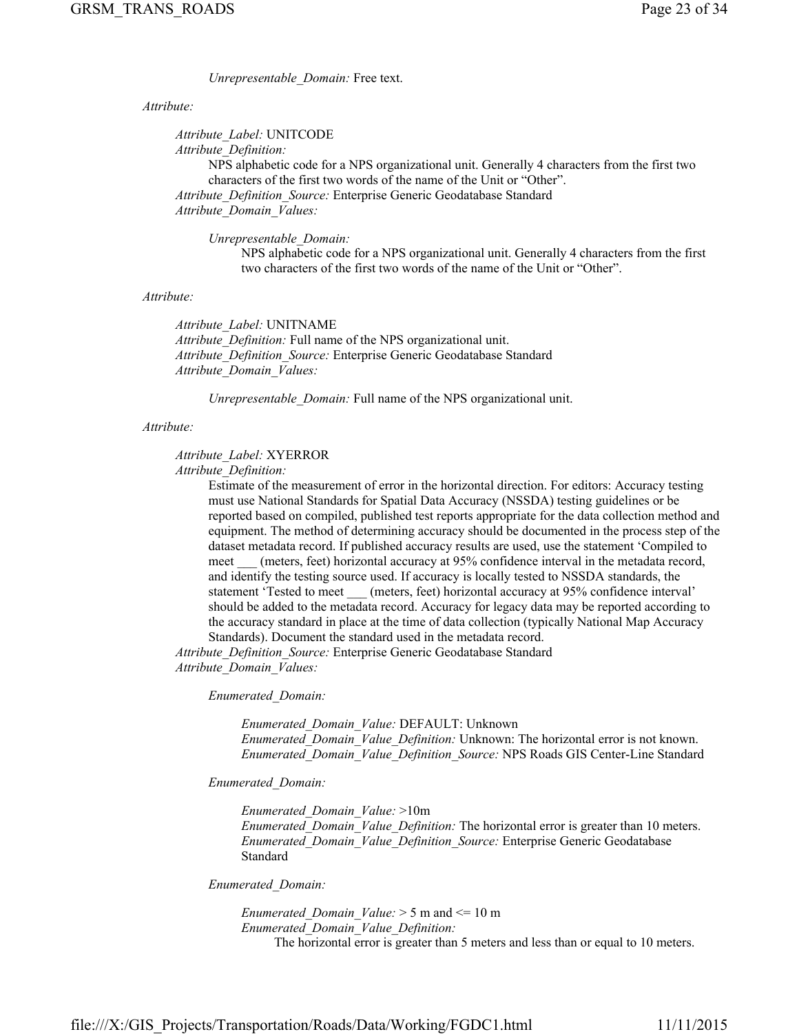*Unrepresentable_Domain:* Free text.

*Attribute:*

*Attribute_Label:* UNITCODE
*Attribute_Definition:*
NPS alphabetic code for a NPS organizational unit. Generally 4 characters from the first two characters of the first two words of the name of the Unit or "Other".
*Attribute_Definition_Source:* Enterprise Generic Geodatabase Standard
*Attribute_Domain_Values:*

*Unrepresentable_Domain:*
NPS alphabetic code for a NPS organizational unit. Generally 4 characters from the first two characters of the first two words of the name of the Unit or "Other".

*Attribute:*

*Attribute_Label:* UNITNAME
*Attribute_Definition:* Full name of the NPS organizational unit.
*Attribute_Definition_Source:* Enterprise Generic Geodatabase Standard
*Attribute_Domain_Values:*

*Unrepresentable_Domain:* Full name of the NPS organizational unit.

*Attribute:*

*Attribute_Label:* XYERROR
*Attribute_Definition:*
Estimate of the measurement of error in the horizontal direction. For editors: Accuracy testing must use National Standards for Spatial Data Accuracy (NSSDA) testing guidelines or be reported based on compiled, published test reports appropriate for the data collection method and equipment. The method of determining accuracy should be documented in the process step of the dataset metadata record. If published accuracy results are used, use the statement 'Compiled to meet ___ (meters, feet) horizontal accuracy at 95% confidence interval in the metadata record, and identify the testing source used. If accuracy is locally tested to NSSDA standards, the statement 'Tested to meet ___ (meters, feet) horizontal accuracy at 95% confidence interval' should be added to the metadata record. Accuracy for legacy data may be reported according to the accuracy standard in place at the time of data collection (typically National Map Accuracy Standards). Document the standard used in the metadata record.
*Attribute_Definition_Source:* Enterprise Generic Geodatabase Standard
*Attribute_Domain_Values:*

*Enumerated_Domain:*

*Enumerated_Domain_Value:* DEFAULT: Unknown
*Enumerated_Domain_Value_Definition:* Unknown: The horizontal error is not known.
*Enumerated_Domain_Value_Definition_Source:* NPS Roads GIS Center-Line Standard

*Enumerated_Domain:*

*Enumerated_Domain_Value:* >10m
*Enumerated_Domain_Value_Definition:* The horizontal error is greater than 10 meters.
*Enumerated_Domain_Value_Definition_Source:* Enterprise Generic Geodatabase Standard

*Enumerated_Domain:*

*Enumerated_Domain_Value:* > 5 m and <= 10 m
*Enumerated_Domain_Value_Definition:*
The horizontal error is greater than 5 meters and less than or equal to 10 meters.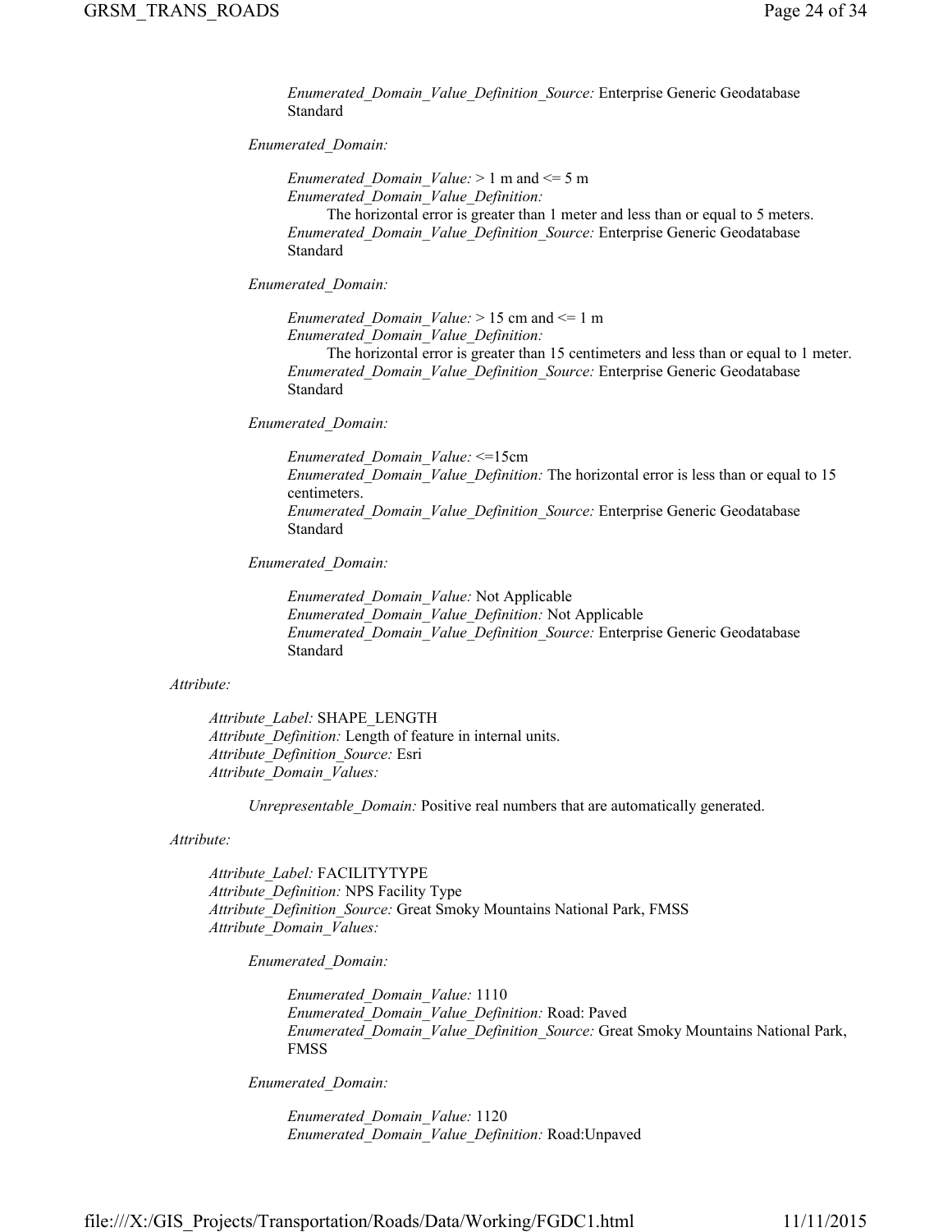*Enumerated_Domain_Value_Definition_Source:* Enterprise Generic Geodatabase Standard

*Enumerated_Domain:*

*Enumerated_Domain_Value:* > 1 m and <= 5 m
*Enumerated_Domain_Value_Definition:*
The horizontal error is greater than 1 meter and less than or equal to 5 meters.
*Enumerated_Domain_Value_Definition_Source:* Enterprise Generic Geodatabase Standard

*Enumerated_Domain:*

*Enumerated_Domain_Value:* > 15 cm and <= 1 m
*Enumerated_Domain_Value_Definition:*
The horizontal error is greater than 15 centimeters and less than or equal to 1 meter.
*Enumerated_Domain_Value_Definition_Source:* Enterprise Generic Geodatabase Standard

*Enumerated_Domain:*

*Enumerated_Domain_Value:* <=15cm
*Enumerated_Domain_Value_Definition:* The horizontal error is less than or equal to 15 centimeters.
*Enumerated_Domain_Value_Definition_Source:* Enterprise Generic Geodatabase Standard

*Enumerated_Domain:*

*Enumerated_Domain_Value:* Not Applicable
*Enumerated_Domain_Value_Definition:* Not Applicable
*Enumerated_Domain_Value_Definition_Source:* Enterprise Generic Geodatabase Standard

*Attribute:*

*Attribute_Label:* SHAPE_LENGTH
*Attribute_Definition:* Length of feature in internal units.
*Attribute_Definition_Source:* Esri
*Attribute_Domain_Values:*

*Unrepresentable_Domain:* Positive real numbers that are automatically generated.

*Attribute:*

*Attribute_Label:* FACILITYTYPE
*Attribute_Definition:* NPS Facility Type
*Attribute_Definition_Source:* Great Smoky Mountains National Park, FMSS
*Attribute_Domain_Values:*

*Enumerated_Domain:*

*Enumerated_Domain_Value:* 1110
*Enumerated_Domain_Value_Definition:* Road: Paved
*Enumerated_Domain_Value_Definition_Source:* Great Smoky Mountains National Park, FMSS

*Enumerated_Domain:*

*Enumerated_Domain_Value:* 1120
*Enumerated_Domain_Value_Definition:* Road:Unpaved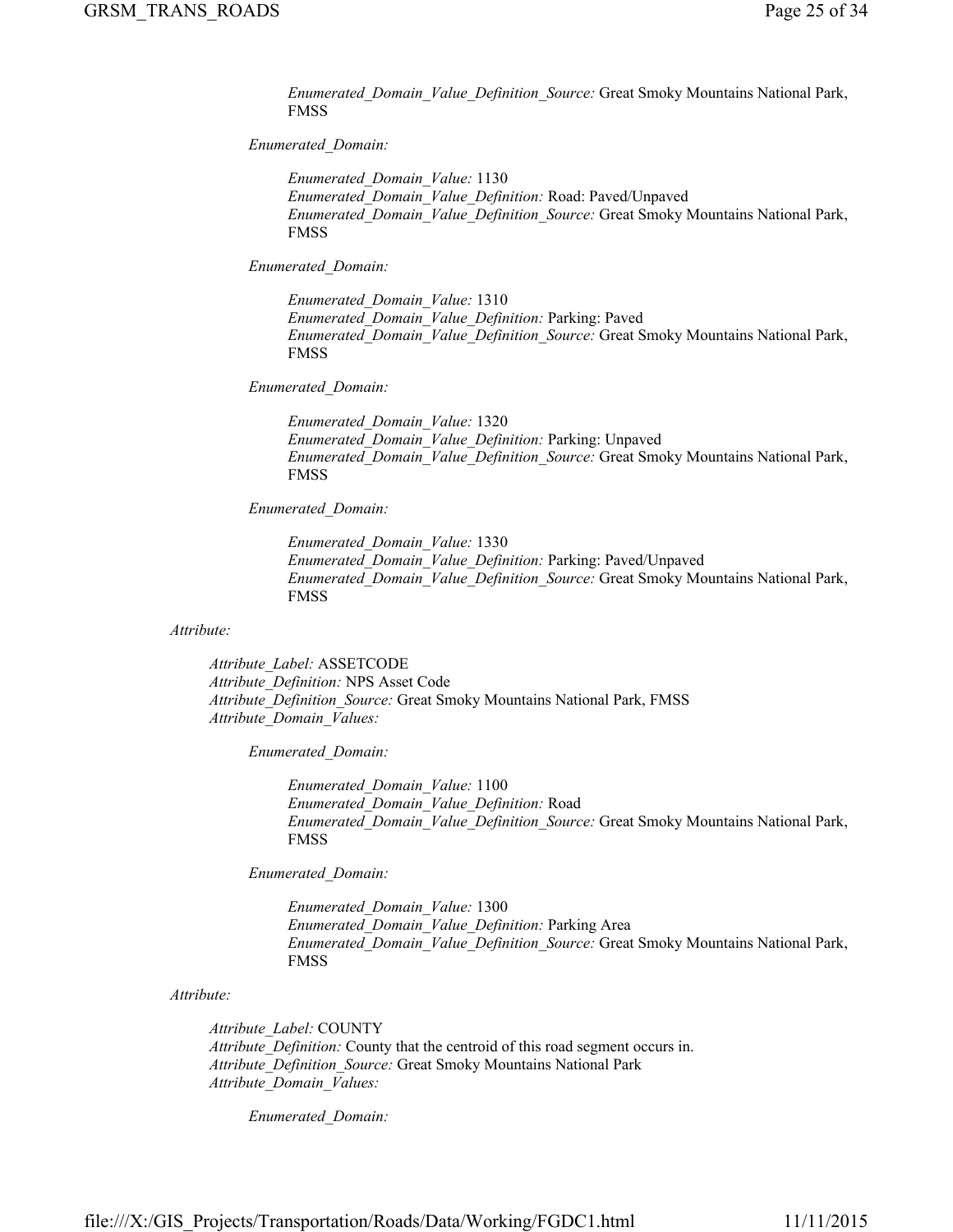*Enumerated_Domain_Value_Definition_Source:* Great Smoky Mountains National Park, FMSS

*Enumerated_Domain:*

*Enumerated_Domain_Value:* 1130
*Enumerated_Domain_Value_Definition:* Road: Paved/Unpaved
*Enumerated_Domain_Value_Definition_Source:* Great Smoky Mountains National Park, FMSS

*Enumerated_Domain:*

*Enumerated_Domain_Value:* 1310
*Enumerated_Domain_Value_Definition:* Parking: Paved
*Enumerated_Domain_Value_Definition_Source:* Great Smoky Mountains National Park, FMSS

*Enumerated_Domain:*

*Enumerated_Domain_Value:* 1320
*Enumerated_Domain_Value_Definition:* Parking: Unpaved
*Enumerated_Domain_Value_Definition_Source:* Great Smoky Mountains National Park, FMSS

*Enumerated_Domain:*

*Enumerated_Domain_Value:* 1330
*Enumerated_Domain_Value_Definition:* Parking: Paved/Unpaved
*Enumerated_Domain_Value_Definition_Source:* Great Smoky Mountains National Park, FMSS

*Attribute:*

*Attribute_Label:* ASSETCODE
*Attribute_Definition:* NPS Asset Code
*Attribute_Definition_Source:* Great Smoky Mountains National Park, FMSS
*Attribute_Domain_Values:*

*Enumerated_Domain:*

*Enumerated_Domain_Value:* 1100
*Enumerated_Domain_Value_Definition:* Road
*Enumerated_Domain_Value_Definition_Source:* Great Smoky Mountains National Park, FMSS

*Enumerated_Domain:*

*Enumerated_Domain_Value:* 1300
*Enumerated_Domain_Value_Definition:* Parking Area
*Enumerated_Domain_Value_Definition_Source:* Great Smoky Mountains National Park, FMSS

*Attribute:*

*Attribute_Label:* COUNTY
*Attribute_Definition:* County that the centroid of this road segment occurs in.
*Attribute_Definition_Source:* Great Smoky Mountains National Park
*Attribute_Domain_Values:*

*Enumerated_Domain:*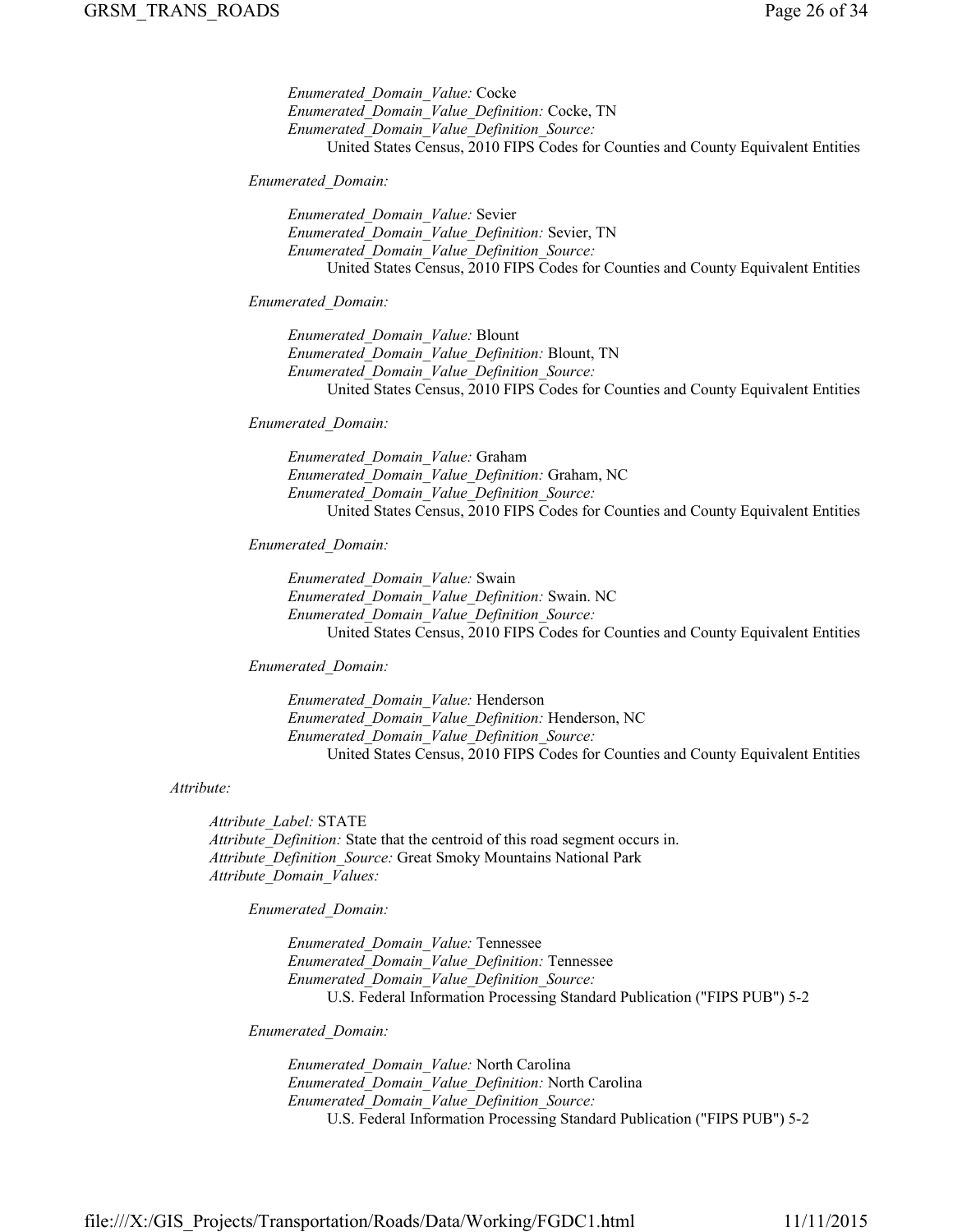*Enumerated_Domain_Value:* Cocke
*Enumerated_Domain_Value_Definition:* Cocke, TN
*Enumerated_Domain_Value_Definition_Source:*
United States Census, 2010 FIPS Codes for Counties and County Equivalent Entities

*Enumerated_Domain:*

*Enumerated_Domain_Value:* Sevier
*Enumerated_Domain_Value_Definition:* Sevier, TN
*Enumerated_Domain_Value_Definition_Source:*
United States Census, 2010 FIPS Codes for Counties and County Equivalent Entities

*Enumerated_Domain:*

*Enumerated_Domain_Value:* Blount
*Enumerated_Domain_Value_Definition:* Blount, TN
*Enumerated_Domain_Value_Definition_Source:*
United States Census, 2010 FIPS Codes for Counties and County Equivalent Entities

*Enumerated_Domain:*

*Enumerated_Domain_Value:* Graham
*Enumerated_Domain_Value_Definition:* Graham, NC
*Enumerated_Domain_Value_Definition_Source:*
United States Census, 2010 FIPS Codes for Counties and County Equivalent Entities

*Enumerated_Domain:*

*Enumerated_Domain_Value:* Swain
*Enumerated_Domain_Value_Definition:* Swain. NC
*Enumerated_Domain_Value_Definition_Source:*
United States Census, 2010 FIPS Codes for Counties and County Equivalent Entities

*Enumerated_Domain:*

*Enumerated_Domain_Value:* Henderson
*Enumerated_Domain_Value_Definition:* Henderson, NC
*Enumerated_Domain_Value_Definition_Source:*
United States Census, 2010 FIPS Codes for Counties and County Equivalent Entities

*Attribute:*

*Attribute_Label:* STATE
*Attribute_Definition:* State that the centroid of this road segment occurs in.
*Attribute_Definition_Source:* Great Smoky Mountains National Park
*Attribute_Domain_Values:*

*Enumerated_Domain:*

*Enumerated_Domain_Value:* Tennessee
*Enumerated_Domain_Value_Definition:* Tennessee
*Enumerated_Domain_Value_Definition_Source:*
U.S. Federal Information Processing Standard Publication ("FIPS PUB") 5-2

*Enumerated_Domain:*

*Enumerated_Domain_Value:* North Carolina
*Enumerated_Domain_Value_Definition:* North Carolina
*Enumerated_Domain_Value_Definition_Source:*
U.S. Federal Information Processing Standard Publication ("FIPS PUB") 5-2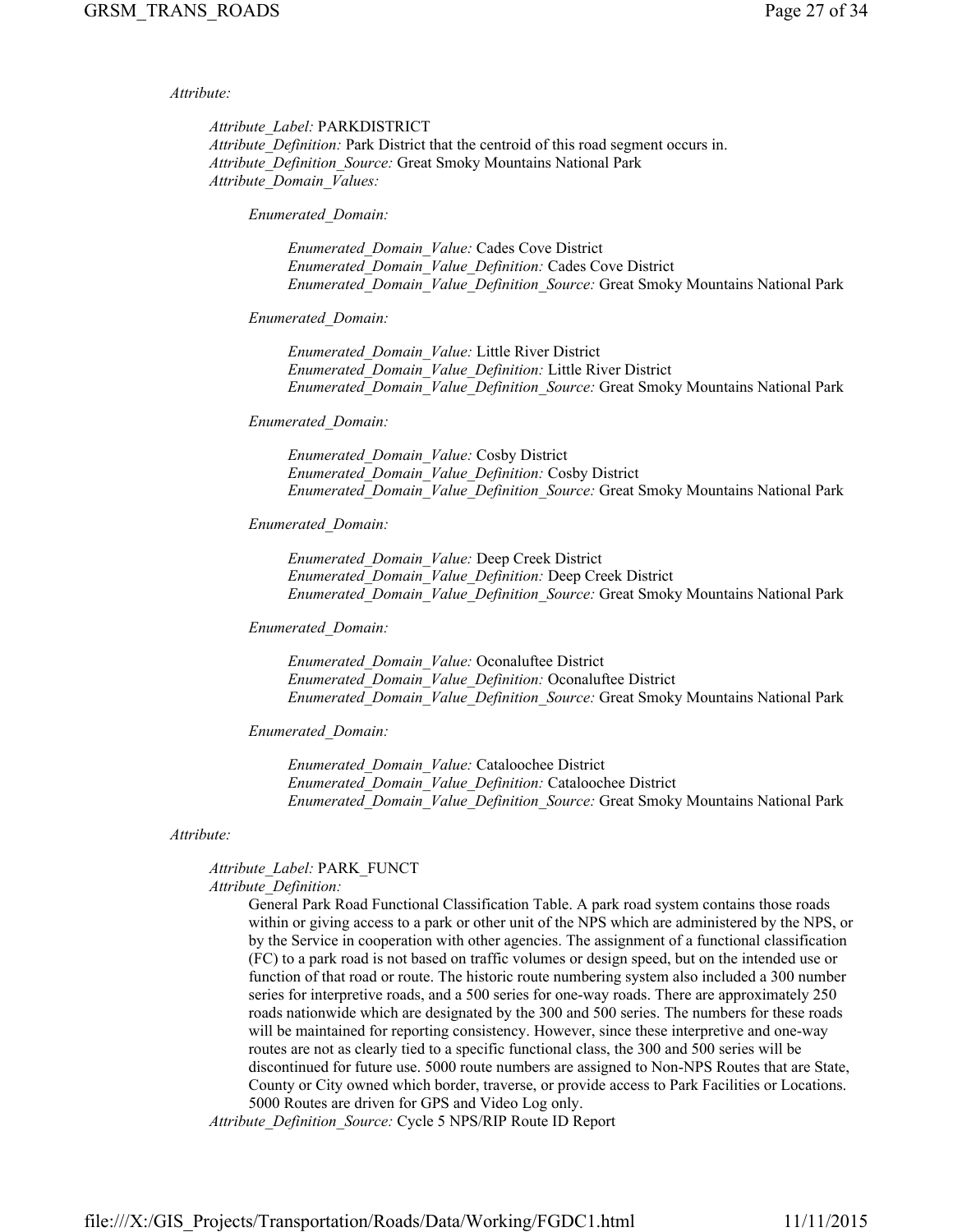*Attribute:*

*Attribute_Label:* PARKDISTRICT
*Attribute_Definition:* Park District that the centroid of this road segment occurs in.
*Attribute_Definition_Source:* Great Smoky Mountains National Park
*Attribute_Domain_Values:*

*Enumerated_Domain:*

*Enumerated_Domain_Value:* Cades Cove District
*Enumerated_Domain_Value_Definition:* Cades Cove District
*Enumerated_Domain_Value_Definition_Source:* Great Smoky Mountains National Park

*Enumerated_Domain:*

*Enumerated_Domain_Value:* Little River District
*Enumerated_Domain_Value_Definition:* Little River District
*Enumerated_Domain_Value_Definition_Source:* Great Smoky Mountains National Park

*Enumerated_Domain:*

*Enumerated_Domain_Value:* Cosby District
*Enumerated_Domain_Value_Definition:* Cosby District
*Enumerated_Domain_Value_Definition_Source:* Great Smoky Mountains National Park

*Enumerated_Domain:*

*Enumerated_Domain_Value:* Deep Creek District
*Enumerated_Domain_Value_Definition:* Deep Creek District
*Enumerated_Domain_Value_Definition_Source:* Great Smoky Mountains National Park

*Enumerated_Domain:*

*Enumerated_Domain_Value:* Oconaluftee District
*Enumerated_Domain_Value_Definition:* Oconaluftee District
*Enumerated_Domain_Value_Definition_Source:* Great Smoky Mountains National Park

*Enumerated_Domain:*

*Enumerated_Domain_Value:* Cataloochee District
*Enumerated_Domain_Value_Definition:* Cataloochee District
*Enumerated_Domain_Value_Definition_Source:* Great Smoky Mountains National Park

*Attribute:*

*Attribute_Label:* PARK_FUNCT
*Attribute_Definition:*

General Park Road Functional Classification Table. A park road system contains those roads within or giving access to a park or other unit of the NPS which are administered by the NPS, or by the Service in cooperation with other agencies. The assignment of a functional classification (FC) to a park road is not based on traffic volumes or design speed, but on the intended use or function of that road or route. The historic route numbering system also included a 300 number series for interpretive roads, and a 500 series for one-way roads. There are approximately 250 roads nationwide which are designated by the 300 and 500 series. The numbers for these roads will be maintained for reporting consistency. However, since these interpretive and one-way routes are not as clearly tied to a specific functional class, the 300 and 500 series will be discontinued for future use. 5000 route numbers are assigned to Non-NPS Routes that are State, County or City owned which border, traverse, or provide access to Park Facilities or Locations. 5000 Routes are driven for GPS and Video Log only.

*Attribute_Definition_Source:* Cycle 5 NPS/RIP Route ID Report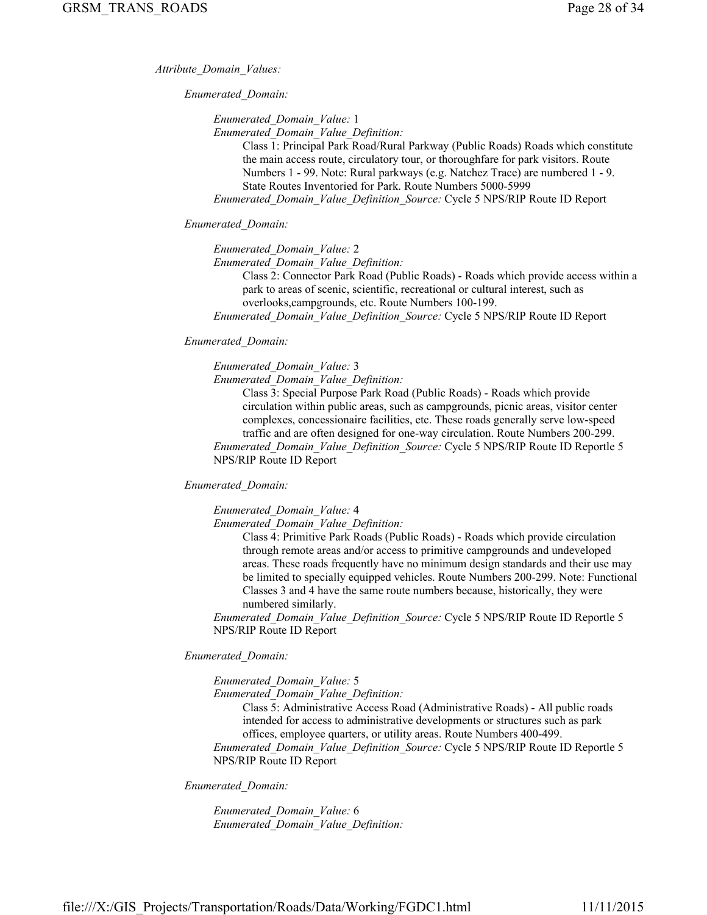*Attribute_Domain_Values:*

*Enumerated_Domain:*

*Enumerated_Domain_Value:* 1
*Enumerated_Domain_Value_Definition:*
Class 1: Principal Park Road/Rural Parkway (Public Roads) Roads which constitute the main access route, circulatory tour, or thoroughfare for park visitors. Route Numbers 1 - 99. Note: Rural parkways (e.g. Natchez Trace) are numbered 1 - 9. State Routes Inventoried for Park. Route Numbers 5000-5999
*Enumerated_Domain_Value_Definition_Source:* Cycle 5 NPS/RIP Route ID Report

*Enumerated_Domain:*

*Enumerated_Domain_Value:* 2
*Enumerated_Domain_Value_Definition:*
Class 2: Connector Park Road (Public Roads) - Roads which provide access within a park to areas of scenic, scientific, recreational or cultural interest, such as overlooks,campgrounds, etc. Route Numbers 100-199.
*Enumerated_Domain_Value_Definition_Source:* Cycle 5 NPS/RIP Route ID Report

*Enumerated_Domain:*

*Enumerated_Domain_Value:* 3
*Enumerated_Domain_Value_Definition:*
Class 3: Special Purpose Park Road (Public Roads) - Roads which provide circulation within public areas, such as campgrounds, picnic areas, visitor center complexes, concessionaire facilities, etc. These roads generally serve low-speed traffic and are often designed for one-way circulation. Route Numbers 200-299.
*Enumerated_Domain_Value_Definition_Source:* Cycle 5 NPS/RIP Route ID Reportle 5 NPS/RIP Route ID Report

*Enumerated_Domain:*

*Enumerated_Domain_Value:* 4
*Enumerated_Domain_Value_Definition:*
Class 4: Primitive Park Roads (Public Roads) - Roads which provide circulation through remote areas and/or access to primitive campgrounds and undeveloped areas. These roads frequently have no minimum design standards and their use may be limited to specially equipped vehicles. Route Numbers 200-299. Note: Functional Classes 3 and 4 have the same route numbers because, historically, they were numbered similarly.
*Enumerated_Domain_Value_Definition_Source:* Cycle 5 NPS/RIP Route ID Reportle 5 NPS/RIP Route ID Report

*Enumerated_Domain:*

*Enumerated_Domain_Value:* 5
*Enumerated_Domain_Value_Definition:*
Class 5: Administrative Access Road (Administrative Roads) - All public roads intended for access to administrative developments or structures such as park offices, employee quarters, or utility areas. Route Numbers 400-499.
*Enumerated_Domain_Value_Definition_Source:* Cycle 5 NPS/RIP Route ID Reportle 5 NPS/RIP Route ID Report

*Enumerated_Domain:*

*Enumerated_Domain_Value:* 6
*Enumerated_Domain_Value_Definition:*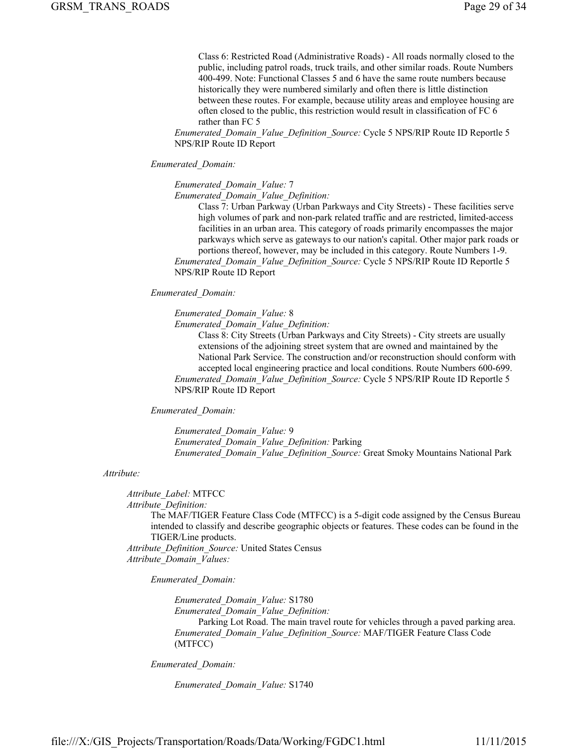Class 6: Restricted Road (Administrative Roads) - All roads normally closed to the public, including patrol roads, truck trails, and other similar roads. Route Numbers 400-499. Note: Functional Classes 5 and 6 have the same route numbers because historically they were numbered similarly and often there is little distinction between these routes. For example, because utility areas and employee housing are often closed to the public, this restriction would result in classification of FC 6 rather than FC 5

*Enumerated_Domain_Value_Definition_Source:* Cycle 5 NPS/RIP Route ID Reportle 5 NPS/RIP Route ID Report

*Enumerated_Domain:*

*Enumerated_Domain_Value:* 7
*Enumerated_Domain_Value_Definition:*
Class 7: Urban Parkway (Urban Parkways and City Streets) - These facilities serve high volumes of park and non-park related traffic and are restricted, limited-access facilities in an urban area. This category of roads primarily encompasses the major parkways which serve as gateways to our nation's capital. Other major park roads or portions thereof, however, may be included in this category. Route Numbers 1-9.
*Enumerated_Domain_Value_Definition_Source:* Cycle 5 NPS/RIP Route ID Reportle 5 NPS/RIP Route ID Report

*Enumerated_Domain:*

*Enumerated_Domain_Value:* 8
*Enumerated_Domain_Value_Definition:*
Class 8: City Streets (Urban Parkways and City Streets) - City streets are usually extensions of the adjoining street system that are owned and maintained by the National Park Service. The construction and/or reconstruction should conform with accepted local engineering practice and local conditions. Route Numbers 600-699.
*Enumerated_Domain_Value_Definition_Source:* Cycle 5 NPS/RIP Route ID Reportle 5 NPS/RIP Route ID Report

*Enumerated_Domain:*

*Enumerated_Domain_Value:* 9
*Enumerated_Domain_Value_Definition:* Parking
*Enumerated_Domain_Value_Definition_Source:* Great Smoky Mountains National Park

*Attribute:*

*Attribute_Label:* MTFCC
*Attribute_Definition:*
The MAF/TIGER Feature Class Code (MTFCC) is a 5-digit code assigned by the Census Bureau intended to classify and describe geographic objects or features. These codes can be found in the TIGER/Line products.
*Attribute_Definition_Source:* United States Census
*Attribute_Domain_Values:*

*Enumerated_Domain:*

*Enumerated_Domain_Value:* S1780
*Enumerated_Domain_Value_Definition:*
Parking Lot Road. The main travel route for vehicles through a paved parking area.
*Enumerated_Domain_Value_Definition_Source:* MAF/TIGER Feature Class Code (MTFCC)

*Enumerated_Domain:*

*Enumerated_Domain_Value:* S1740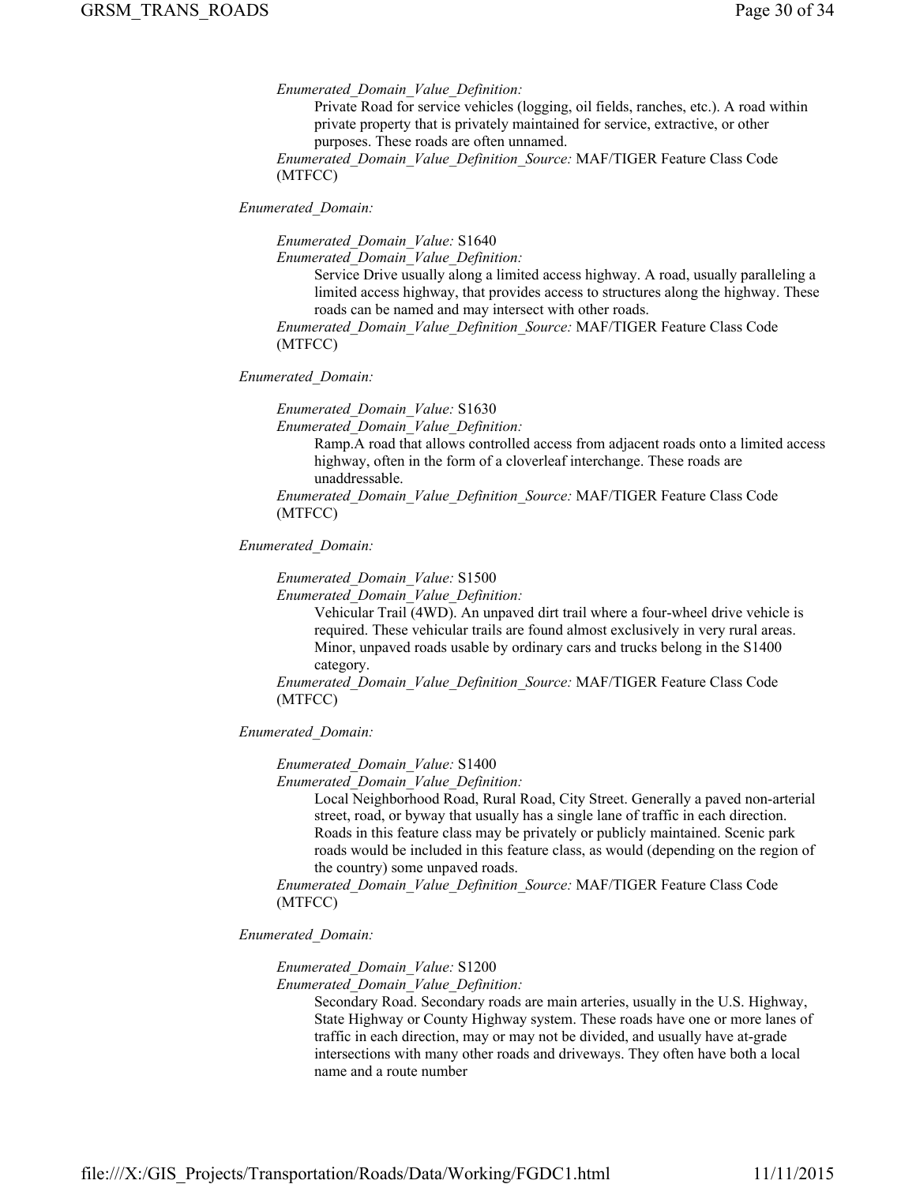*Enumerated_Domain_Value_Definition:*

Private Road for service vehicles (logging, oil fields, ranches, etc.). A road within private property that is privately maintained for service, extractive, or other purposes. These roads are often unnamed.

*Enumerated_Domain_Value_Definition_Source:* MAF/TIGER Feature Class Code (MTFCC)

*Enumerated_Domain:*

*Enumerated_Domain_Value:* S1640

*Enumerated_Domain_Value_Definition:*

Service Drive usually along a limited access highway. A road, usually paralleling a limited access highway, that provides access to structures along the highway. These roads can be named and may intersect with other roads.

*Enumerated_Domain_Value_Definition_Source:* MAF/TIGER Feature Class Code (MTFCC)

*Enumerated_Domain:*

*Enumerated_Domain_Value:* S1630

*Enumerated_Domain_Value_Definition:*

Ramp.A road that allows controlled access from adjacent roads onto a limited access highway, often in the form of a cloverleaf interchange. These roads are unaddressable.

*Enumerated_Domain_Value_Definition_Source:* MAF/TIGER Feature Class Code (MTFCC)

*Enumerated_Domain:*

*Enumerated_Domain_Value:* S1500

*Enumerated_Domain_Value_Definition:*

Vehicular Trail (4WD). An unpaved dirt trail where a four-wheel drive vehicle is required. These vehicular trails are found almost exclusively in very rural areas. Minor, unpaved roads usable by ordinary cars and trucks belong in the S1400 category.

*Enumerated_Domain_Value_Definition_Source:* MAF/TIGER Feature Class Code (MTFCC)

*Enumerated_Domain:*

*Enumerated_Domain_Value:* S1400

*Enumerated_Domain_Value_Definition:*

Local Neighborhood Road, Rural Road, City Street. Generally a paved non-arterial street, road, or byway that usually has a single lane of traffic in each direction. Roads in this feature class may be privately or publicly maintained. Scenic park roads would be included in this feature class, as would (depending on the region of the country) some unpaved roads.

*Enumerated_Domain_Value_Definition_Source:* MAF/TIGER Feature Class Code (MTFCC)

*Enumerated_Domain:*

*Enumerated_Domain_Value:* S1200

*Enumerated_Domain_Value_Definition:*

Secondary Road. Secondary roads are main arteries, usually in the U.S. Highway, State Highway or County Highway system. These roads have one or more lanes of traffic in each direction, may or may not be divided, and usually have at-grade intersections with many other roads and driveways. They often have both a local name and a route number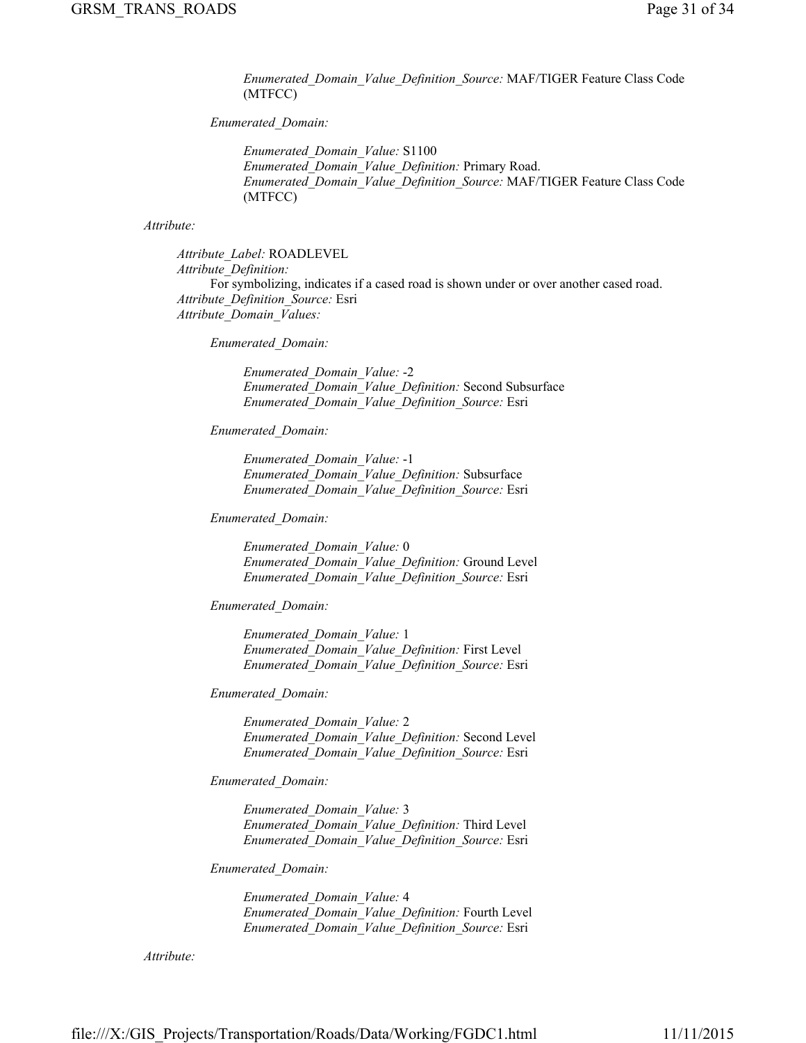*Enumerated_Domain_Value_Definition_Source:* MAF/TIGER Feature Class Code (MTFCC)

*Enumerated_Domain:*

*Enumerated_Domain_Value:* S1100
*Enumerated_Domain_Value_Definition:* Primary Road.
*Enumerated_Domain_Value_Definition_Source:* MAF/TIGER Feature Class Code (MTFCC)

*Attribute:*

*Attribute_Label:* ROADLEVEL
*Attribute_Definition:*
For symbolizing, indicates if a cased road is shown under or over another cased road.
*Attribute_Definition_Source:* Esri
*Attribute_Domain_Values:*

*Enumerated_Domain:*

*Enumerated_Domain_Value:* -2
*Enumerated_Domain_Value_Definition:* Second Subsurface
*Enumerated_Domain_Value_Definition_Source:* Esri

*Enumerated_Domain:*

*Enumerated_Domain_Value:* -1
*Enumerated_Domain_Value_Definition:* Subsurface
*Enumerated_Domain_Value_Definition_Source:* Esri

*Enumerated_Domain:*

*Enumerated_Domain_Value:* 0
*Enumerated_Domain_Value_Definition:* Ground Level
*Enumerated_Domain_Value_Definition_Source:* Esri

*Enumerated_Domain:*

*Enumerated_Domain_Value:* 1
*Enumerated_Domain_Value_Definition:* First Level
*Enumerated_Domain_Value_Definition_Source:* Esri

*Enumerated_Domain:*

*Enumerated_Domain_Value:* 2
*Enumerated_Domain_Value_Definition:* Second Level
*Enumerated_Domain_Value_Definition_Source:* Esri

*Enumerated_Domain:*

*Enumerated_Domain_Value:* 3
*Enumerated_Domain_Value_Definition:* Third Level
*Enumerated_Domain_Value_Definition_Source:* Esri

*Enumerated_Domain:*

*Enumerated_Domain_Value:* 4
*Enumerated_Domain_Value_Definition:* Fourth Level
*Enumerated_Domain_Value_Definition_Source:* Esri

*Attribute:*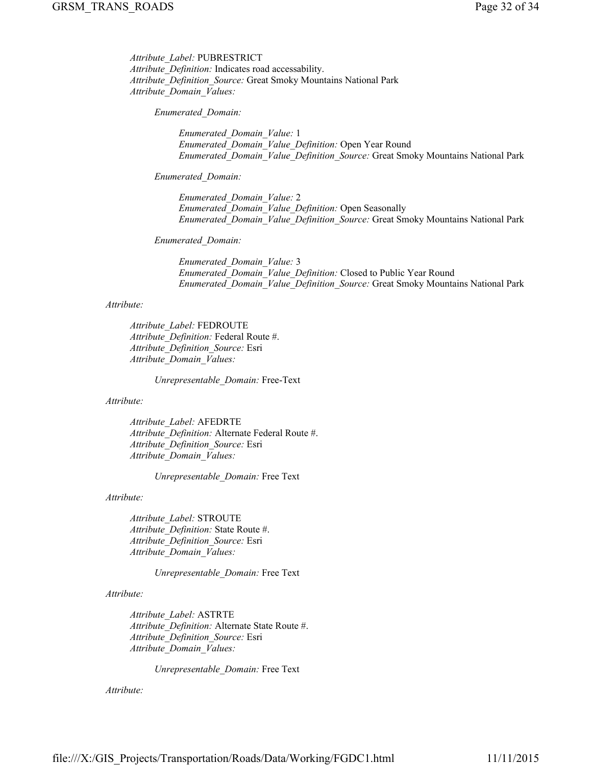*Attribute_Label:* PUBRESTRICT
*Attribute_Definition:* Indicates road accessability.
*Attribute_Definition_Source:* Great Smoky Mountains National Park
*Attribute_Domain_Values:*

*Enumerated_Domain:*

*Enumerated_Domain_Value:* 1
*Enumerated_Domain_Value_Definition:* Open Year Round
*Enumerated_Domain_Value_Definition_Source:* Great Smoky Mountains National Park

*Enumerated_Domain:*

*Enumerated_Domain_Value:* 2
*Enumerated_Domain_Value_Definition:* Open Seasonally
*Enumerated_Domain_Value_Definition_Source:* Great Smoky Mountains National Park

*Enumerated_Domain:*

*Enumerated_Domain_Value:* 3
*Enumerated_Domain_Value_Definition:* Closed to Public Year Round
*Enumerated_Domain_Value_Definition_Source:* Great Smoky Mountains National Park

*Attribute:*

*Attribute_Label:* FEDROUTE
*Attribute_Definition:* Federal Route #.
*Attribute_Definition_Source:* Esri
*Attribute_Domain_Values:*

*Unrepresentable_Domain:* Free-Text

*Attribute:*

*Attribute_Label:* AFEDRTE
*Attribute_Definition:* Alternate Federal Route #.
*Attribute_Definition_Source:* Esri
*Attribute_Domain_Values:*

*Unrepresentable_Domain:* Free Text

*Attribute:*

*Attribute_Label:* STROUTE
*Attribute_Definition:* State Route #.
*Attribute_Definition_Source:* Esri
*Attribute_Domain_Values:*

*Unrepresentable_Domain:* Free Text

*Attribute:*

*Attribute_Label:* ASTRTE
*Attribute_Definition:* Alternate State Route #.
*Attribute_Definition_Source:* Esri
*Attribute_Domain_Values:*

*Unrepresentable_Domain:* Free Text

*Attribute:*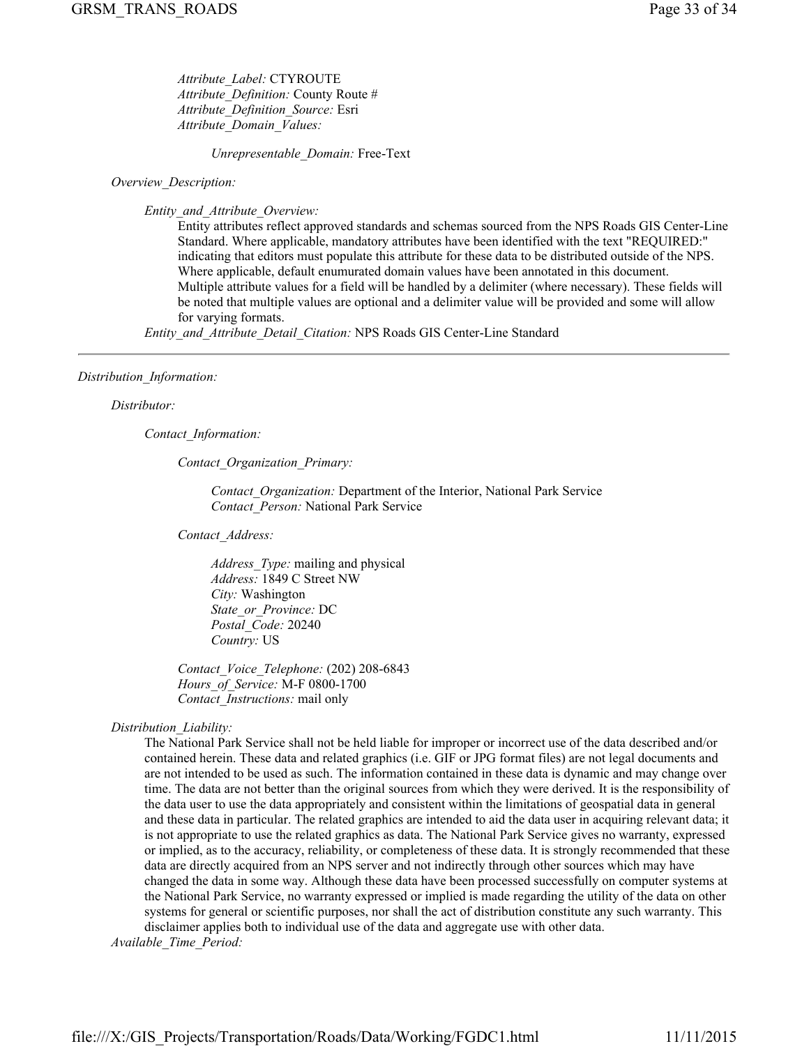*Attribute_Label:* CTYROUTE
*Attribute_Definition:* County Route #
*Attribute_Definition_Source:* Esri
*Attribute_Domain_Values:*

*Unrepresentable_Domain:* Free-Text

*Overview_Description:*

*Entity_and_Attribute_Overview:*
Entity attributes reflect approved standards and schemas sourced from the NPS Roads GIS Center-Line Standard. Where applicable, mandatory attributes have been identified with the text "REQUIRED:" indicating that editors must populate this attribute for these data to be distributed outside of the NPS. Where applicable, default enumurated domain values have been annotated in this document. Multiple attribute values for a field will be handled by a delimiter (where necessary). These fields will be noted that multiple values are optional and a delimiter value will be provided and some will allow for varying formats.
*Entity_and_Attribute_Detail_Citation:* NPS Roads GIS Center-Line Standard

---

*Distribution_Information:*

*Distributor:*

*Contact_Information:*

*Contact_Organization_Primary:*

*Contact_Organization:* Department of the Interior, National Park Service
*Contact_Person:* National Park Service

*Contact_Address:*

*Address_Type:* mailing and physical
*Address:* 1849 C Street NW
*City:* Washington
*State_or_Province:* DC
*Postal_Code:* 20240
*Country:* US

*Contact_Voice_Telephone:* (202) 208-6843
*Hours_of_Service:* M-F 0800-1700
*Contact_Instructions:* mail only

*Distribution_Liability:*
The National Park Service shall not be held liable for improper or incorrect use of the data described and/or contained herein. These data and related graphics (i.e. GIF or JPG format files) are not legal documents and are not intended to be used as such. The information contained in these data is dynamic and may change over time. The data are not better than the original sources from which they were derived. It is the responsibility of the data user to use the data appropriately and consistent within the limitations of geospatial data in general and these data in particular. The related graphics are intended to aid the data user in acquiring relevant data; it is not appropriate to use the related graphics as data. The National Park Service gives no warranty, expressed or implied, as to the accuracy, reliability, or completeness of these data. It is strongly recommended that these data are directly acquired from an NPS server and not indirectly through other sources which may have changed the data in some way. Although these data have been processed successfully on computer systems at the National Park Service, no warranty expressed or implied is made regarding the utility of the data on other systems for general or scientific purposes, nor shall the act of distribution constitute any such warranty. This disclaimer applies both to individual use of the data and aggregate use with other data.
*Available_Time_Period:*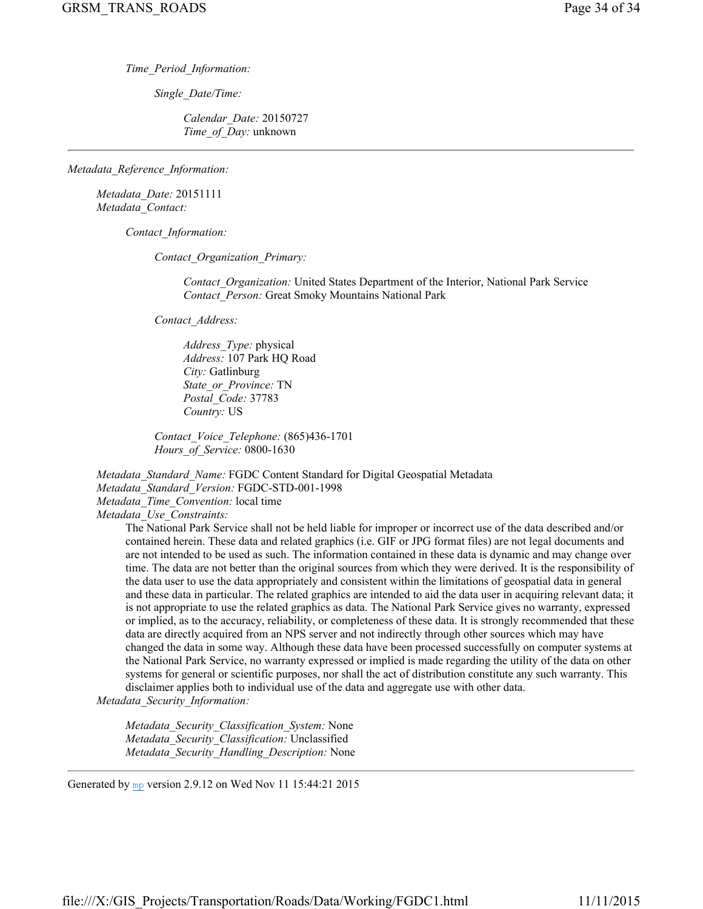*Time_Period_Information:*

*Single_Date/Time:*

*Calendar_Date:* 20150727
*Time_of_Day:* unknown

---

*Metadata_Reference_Information:*

*Metadata_Date:* 20151111
*Metadata_Contact:*

*Contact_Information:*

*Contact_Organization_Primary:*

*Contact_Organization:* United States Department of the Interior, National Park Service
*Contact_Person:* Great Smoky Mountains National Park

*Contact_Address:*

*Address_Type:* physical
*Address:* 107 Park HQ Road
*City:* Gatlinburg
*State_or_Province:* TN
*Postal_Code:* 37783
*Country:* US

*Contact_Voice_Telephone:* (865)436-1701
*Hours_of_Service:* 0800-1630

*Metadata_Standard_Name:* FGDC Content Standard for Digital Geospatial Metadata
*Metadata_Standard_Version:* FGDC-STD-001-1998
*Metadata_Time_Convention:* local time
*Metadata_Use_Constraints:*
The National Park Service shall not be held liable for improper or incorrect use of the data described and/or contained herein. These data and related graphics (i.e. GIF or JPG format files) are not legal documents and are not intended to be used as such. The information contained in these data is dynamic and may change over time. The data are not better than the original sources from which they were derived. It is the responsibility of the data user to use the data appropriately and consistent within the limitations of geospatial data in general and these data in particular. The related graphics are intended to aid the data user in acquiring relevant data; it is not appropriate to use the related graphics as data. The National Park Service gives no warranty, expressed or implied, as to the accuracy, reliability, or completeness of these data. It is strongly recommended that these data are directly acquired from an NPS server and not indirectly through other sources which may have changed the data in some way. Although these data have been processed successfully on computer systems at the National Park Service, no warranty expressed or implied is made regarding the utility of the data on other systems for general or scientific purposes, nor shall the act of distribution constitute any such warranty. This disclaimer applies both to individual use of the data and aggregate use with other data.
*Metadata_Security_Information:*

*Metadata_Security_Classification_System:* None
*Metadata_Security_Classification:* Unclassified
*Metadata_Security_Handling_Description:* None

---

Generated by mp version 2.9.12 on Wed Nov 11 15:44:21 2015